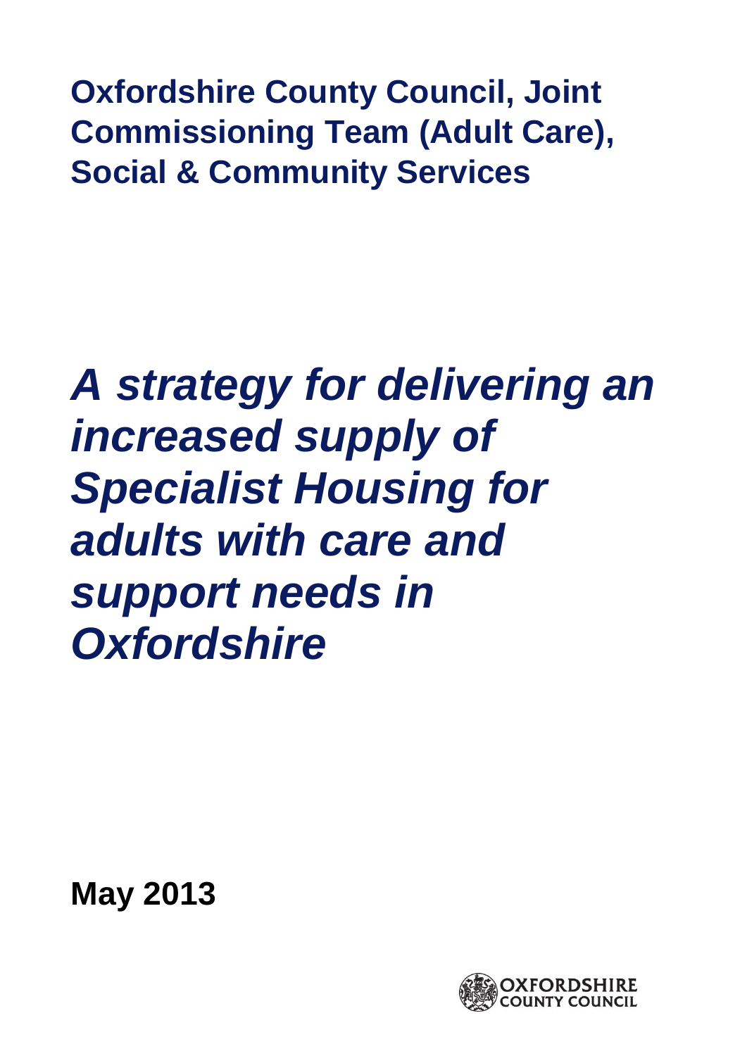**Oxfordshire County Council, Joint Commissioning Team (Adult Care), Social & Community Services**

# *A strategy for delivering an increased supply of Specialist Housing for adults with care and support needs in Oxfordshire*

**May 2013**

OXFORDSHIRE COUNTY COUNCIL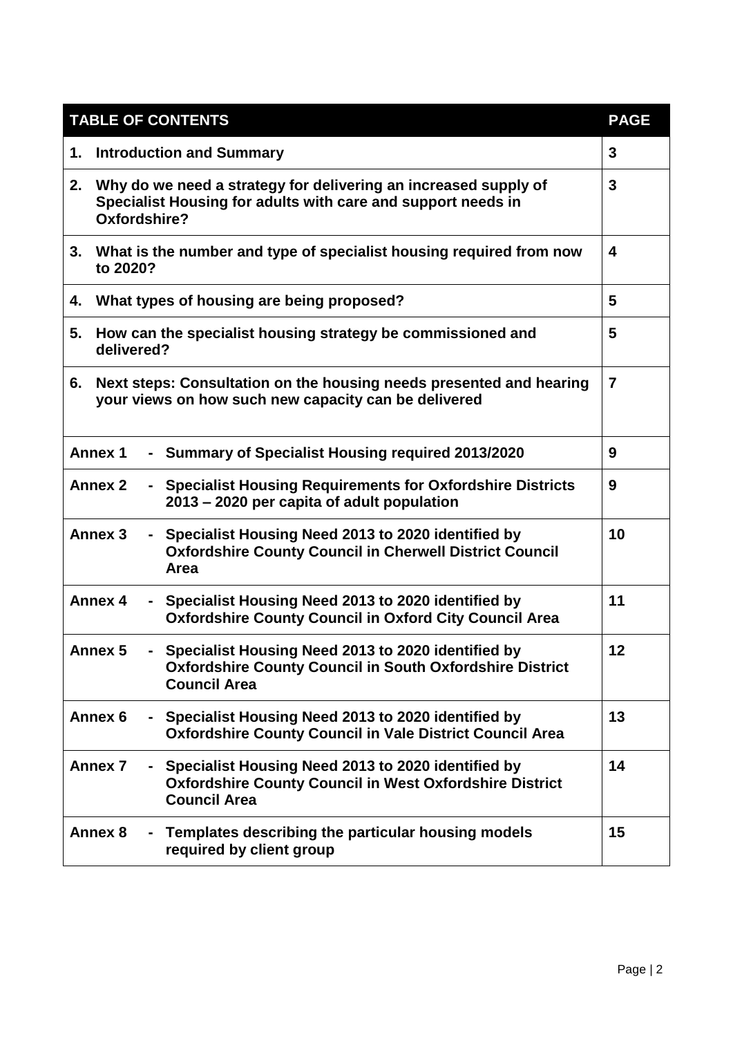| TABLE OF CONTENTS | PAGE |
|---|---|
| **1. Introduction and Summary** | **3** |
| **2. Why do we need a strategy for delivering an increased supply of Specialist Housing for adults with care and support needs in Oxfordshire?** | **3** |
| **3. What is the number and type of specialist housing required from now to 2020?** | **4** |
| **4. What types of housing are being proposed?** | **5** |
| **5. How can the specialist housing strategy be commissioned and delivered?** | **5** |
| **6. Next steps: Consultation on the housing needs presented and hearing your views on how such new capacity can be delivered** | **7** |
| **Annex 1 - Summary of Specialist Housing required 2013/2020** | **9** |
| **Annex 2 - Specialist Housing Requirements for Oxfordshire Districts 2013 – 2020 per capita of adult population** | **9** |
| **Annex 3 - Specialist Housing Need 2013 to 2020 identified by Oxfordshire County Council in Cherwell District Council Area** | **10** |
| **Annex 4 - Specialist Housing Need 2013 to 2020 identified by Oxfordshire County Council in Oxford City Council Area** | **11** |
| **Annex 5 - Specialist Housing Need 2013 to 2020 identified by Oxfordshire County Council in South Oxfordshire District Council Area** | **12** |
| **Annex 6 - Specialist Housing Need 2013 to 2020 identified by Oxfordshire County Council in Vale District Council Area** | **13** |
| **Annex 7 - Specialist Housing Need 2013 to 2020 identified by Oxfordshire County Council in West Oxfordshire District Council Area** | **14** |
| **Annex 8 - Templates describing the particular housing models required by client group** | **15** |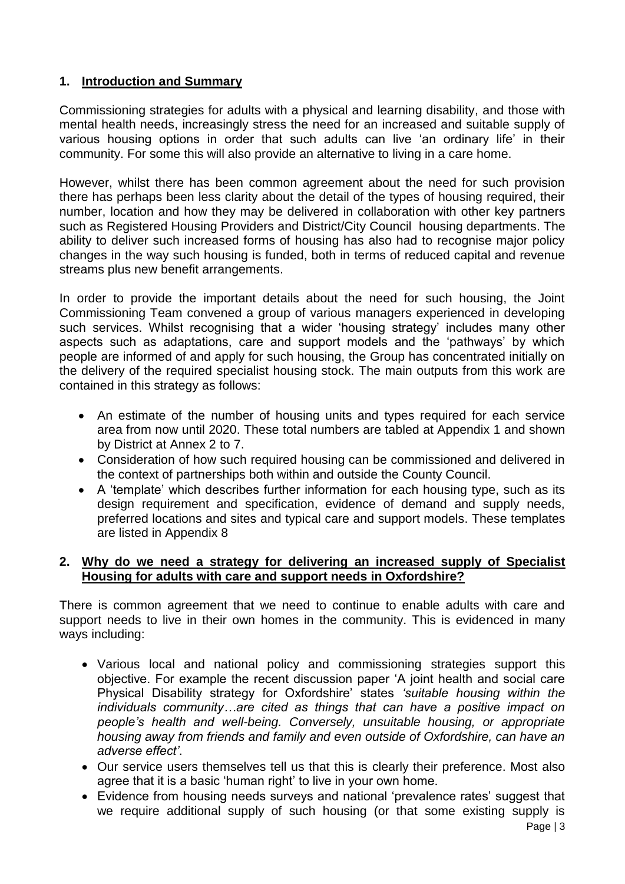## 1. Introduction and Summary

Commissioning strategies for adults with a physical and learning disability, and those with mental health needs, increasingly stress the need for an increased and suitable supply of various housing options in order that such adults can live 'an ordinary life' in their community. For some this will also provide an alternative to living in a care home.

However, whilst there has been common agreement about the need for such provision there has perhaps been less clarity about the detail of the types of housing required, their number, location and how they may be delivered in collaboration with other key partners such as Registered Housing Providers and District/City Council housing departments. The ability to deliver such increased forms of housing has also had to recognise major policy changes in the way such housing is funded, both in terms of reduced capital and revenue streams plus new benefit arrangements.

In order to provide the important details about the need for such housing, the Joint Commissioning Team convened a group of various managers experienced in developing such services. Whilst recognising that a wider 'housing strategy' includes many other aspects such as adaptations, care and support models and the 'pathways' by which people are informed of and apply for such housing, the Group has concentrated initially on the delivery of the required specialist housing stock. The main outputs from this work are contained in this strategy as follows:

- An estimate of the number of housing units and types required for each service area from now until 2020. These total numbers are tabled at Appendix 1 and shown by District at Annex 2 to 7.
- Consideration of how such required housing can be commissioned and delivered in the context of partnerships both within and outside the County Council.
- A 'template' which describes further information for each housing type, such as its design requirement and specification, evidence of demand and supply needs, preferred locations and sites and typical care and support models. These templates are listed in Appendix 8

## 2. Why do we need a strategy for delivering an increased supply of Specialist Housing for adults with care and support needs in Oxfordshire?

There is common agreement that we need to continue to enable adults with care and support needs to live in their own homes in the community. This is evidenced in many ways including:

- Various local and national policy and commissioning strategies support this objective. For example the recent discussion paper 'A joint health and social care Physical Disability strategy for Oxfordshire' states *'suitable housing within the individuals community…are cited as things that can have a positive impact on people's health and well-being. Conversely, unsuitable housing, or appropriate housing away from friends and family and even outside of Oxfordshire, can have an adverse effect'.*
- Our service users themselves tell us that this is clearly their preference. Most also agree that it is a basic 'human right' to live in your own home.
- Evidence from housing needs surveys and national 'prevalence rates' suggest that we require additional supply of such housing (or that some existing supply is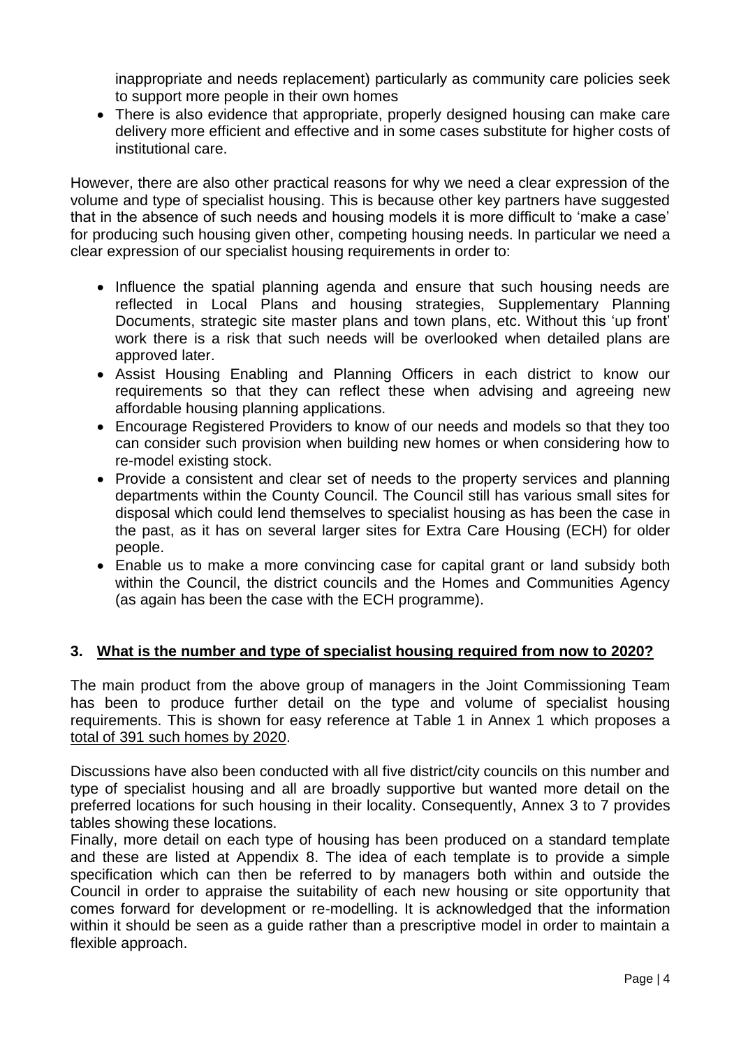inappropriate and needs replacement) particularly as community care policies seek to support more people in their own homes

- There is also evidence that appropriate, properly designed housing can make care delivery more efficient and effective and in some cases substitute for higher costs of institutional care.

However, there are also other practical reasons for why we need a clear expression of the volume and type of specialist housing. This is because other key partners have suggested that in the absence of such needs and housing models it is more difficult to 'make a case' for producing such housing given other, competing housing needs. In particular we need a clear expression of our specialist housing requirements in order to:

- Influence the spatial planning agenda and ensure that such housing needs are reflected in Local Plans and housing strategies, Supplementary Planning Documents, strategic site master plans and town plans, etc. Without this 'up front' work there is a risk that such needs will be overlooked when detailed plans are approved later.
- Assist Housing Enabling and Planning Officers in each district to know our requirements so that they can reflect these when advising and agreeing new affordable housing planning applications.
- Encourage Registered Providers to know of our needs and models so that they too can consider such provision when building new homes or when considering how to re-model existing stock.
- Provide a consistent and clear set of needs to the property services and planning departments within the County Council. The Council still has various small sites for disposal which could lend themselves to specialist housing as has been the case in the past, as it has on several larger sites for Extra Care Housing (ECH) for older people.
- Enable us to make a more convincing case for capital grant or land subsidy both within the Council, the district councils and the Homes and Communities Agency (as again has been the case with the ECH programme).

## 3. What is the number and type of specialist housing required from now to 2020?

The main product from the above group of managers in the Joint Commissioning Team has been to produce further detail on the type and volume of specialist housing requirements. This is shown for easy reference at Table 1 in Annex 1 which proposes a total of 391 such homes by 2020.

Discussions have also been conducted with all five district/city councils on this number and type of specialist housing and all are broadly supportive but wanted more detail on the preferred locations for such housing in their locality. Consequently, Annex 3 to 7 provides tables showing these locations.

Finally, more detail on each type of housing has been produced on a standard template and these are listed at Appendix 8. The idea of each template is to provide a simple specification which can then be referred to by managers both within and outside the Council in order to appraise the suitability of each new housing or site opportunity that comes forward for development or re-modelling. It is acknowledged that the information within it should be seen as a guide rather than a prescriptive model in order to maintain a flexible approach.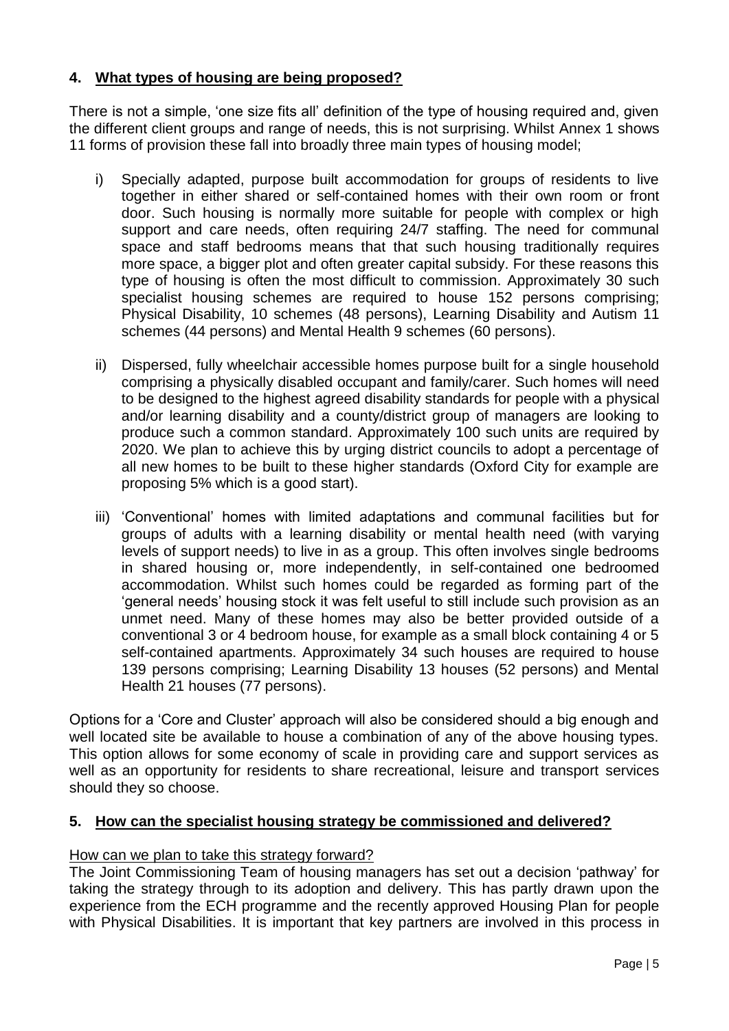## 4. What types of housing are being proposed?

There is not a simple, 'one size fits all' definition of the type of housing required and, given the different client groups and range of needs, this is not surprising. Whilst Annex 1 shows 11 forms of provision these fall into broadly three main types of housing model;

i) Specially adapted, purpose built accommodation for groups of residents to live together in either shared or self-contained homes with their own room or front door. Such housing is normally more suitable for people with complex or high support and care needs, often requiring 24/7 staffing. The need for communal space and staff bedrooms means that that such housing traditionally requires more space, a bigger plot and often greater capital subsidy. For these reasons this type of housing is often the most difficult to commission. Approximately 30 such specialist housing schemes are required to house 152 persons comprising; Physical Disability, 10 schemes (48 persons), Learning Disability and Autism 11 schemes (44 persons) and Mental Health 9 schemes (60 persons).

ii) Dispersed, fully wheelchair accessible homes purpose built for a single household comprising a physically disabled occupant and family/carer. Such homes will need to be designed to the highest agreed disability standards for people with a physical and/or learning disability and a county/district group of managers are looking to produce such a common standard. Approximately 100 such units are required by 2020. We plan to achieve this by urging district councils to adopt a percentage of all new homes to be built to these higher standards (Oxford City for example are proposing 5% which is a good start).

iii) 'Conventional' homes with limited adaptations and communal facilities but for groups of adults with a learning disability or mental health need (with varying levels of support needs) to live in as a group. This often involves single bedrooms in shared housing or, more independently, in self-contained one bedroomed accommodation. Whilst such homes could be regarded as forming part of the 'general needs' housing stock it was felt useful to still include such provision as an unmet need. Many of these homes may also be better provided outside of a conventional 3 or 4 bedroom house, for example as a small block containing 4 or 5 self-contained apartments. Approximately 34 such houses are required to house 139 persons comprising; Learning Disability 13 houses (52 persons) and Mental Health 21 houses (77 persons).

Options for a 'Core and Cluster' approach will also be considered should a big enough and well located site be available to house a combination of any of the above housing types. This option allows for some economy of scale in providing care and support services as well as an opportunity for residents to share recreational, leisure and transport services should they so choose.

## 5. How can the specialist housing strategy be commissioned and delivered?

How can we plan to take this strategy forward?

The Joint Commissioning Team of housing managers has set out a decision 'pathway' for taking the strategy through to its adoption and delivery. This has partly drawn upon the experience from the ECH programme and the recently approved Housing Plan for people with Physical Disabilities. It is important that key partners are involved in this process in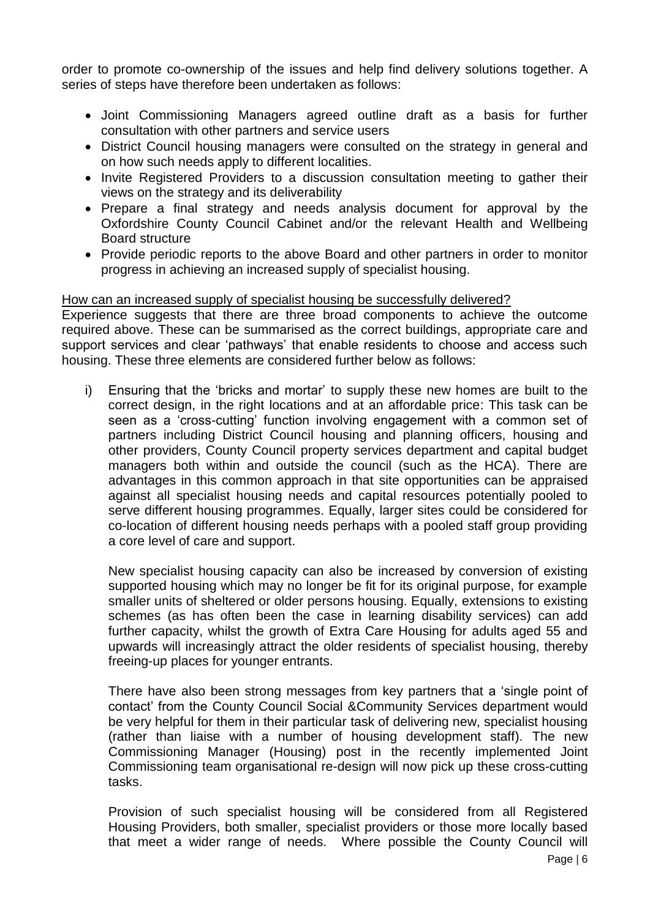order to promote co-ownership of the issues and help find delivery solutions together. A series of steps have therefore been undertaken as follows:

- Joint Commissioning Managers agreed outline draft as a basis for further consultation with other partners and service users
- District Council housing managers were consulted on the strategy in general and on how such needs apply to different localities.
- Invite Registered Providers to a discussion consultation meeting to gather their views on the strategy and its deliverability
- Prepare a final strategy and needs analysis document for approval by the Oxfordshire County Council Cabinet and/or the relevant Health and Wellbeing Board structure
- Provide periodic reports to the above Board and other partners in order to monitor progress in achieving an increased supply of specialist housing.

How can an increased supply of specialist housing be successfully delivered?

Experience suggests that there are three broad components to achieve the outcome required above. These can be summarised as the correct buildings, appropriate care and support services and clear 'pathways' that enable residents to choose and access such housing. These three elements are considered further below as follows:

i) Ensuring that the 'bricks and mortar' to supply these new homes are built to the correct design, in the right locations and at an affordable price: This task can be seen as a 'cross-cutting' function involving engagement with a common set of partners including District Council housing and planning officers, housing and other providers, County Council property services department and capital budget managers both within and outside the council (such as the HCA). There are advantages in this common approach in that site opportunities can be appraised against all specialist housing needs and capital resources potentially pooled to serve different housing programmes. Equally, larger sites could be considered for co-location of different housing needs perhaps with a pooled staff group providing a core level of care and support.

   New specialist housing capacity can also be increased by conversion of existing supported housing which may no longer be fit for its original purpose, for example smaller units of sheltered or older persons housing. Equally, extensions to existing schemes (as has often been the case in learning disability services) can add further capacity, whilst the growth of Extra Care Housing for adults aged 55 and upwards will increasingly attract the older residents of specialist housing, thereby freeing-up places for younger entrants.

   There have also been strong messages from key partners that a 'single point of contact' from the County Council Social &Community Services department would be very helpful for them in their particular task of delivering new, specialist housing (rather than liaise with a number of housing development staff). The new Commissioning Manager (Housing) post in the recently implemented Joint Commissioning team organisational re-design will now pick up these cross-cutting tasks.

   Provision of such specialist housing will be considered from all Registered Housing Providers, both smaller, specialist providers or those more locally based that meet a wider range of needs. Where possible the County Council will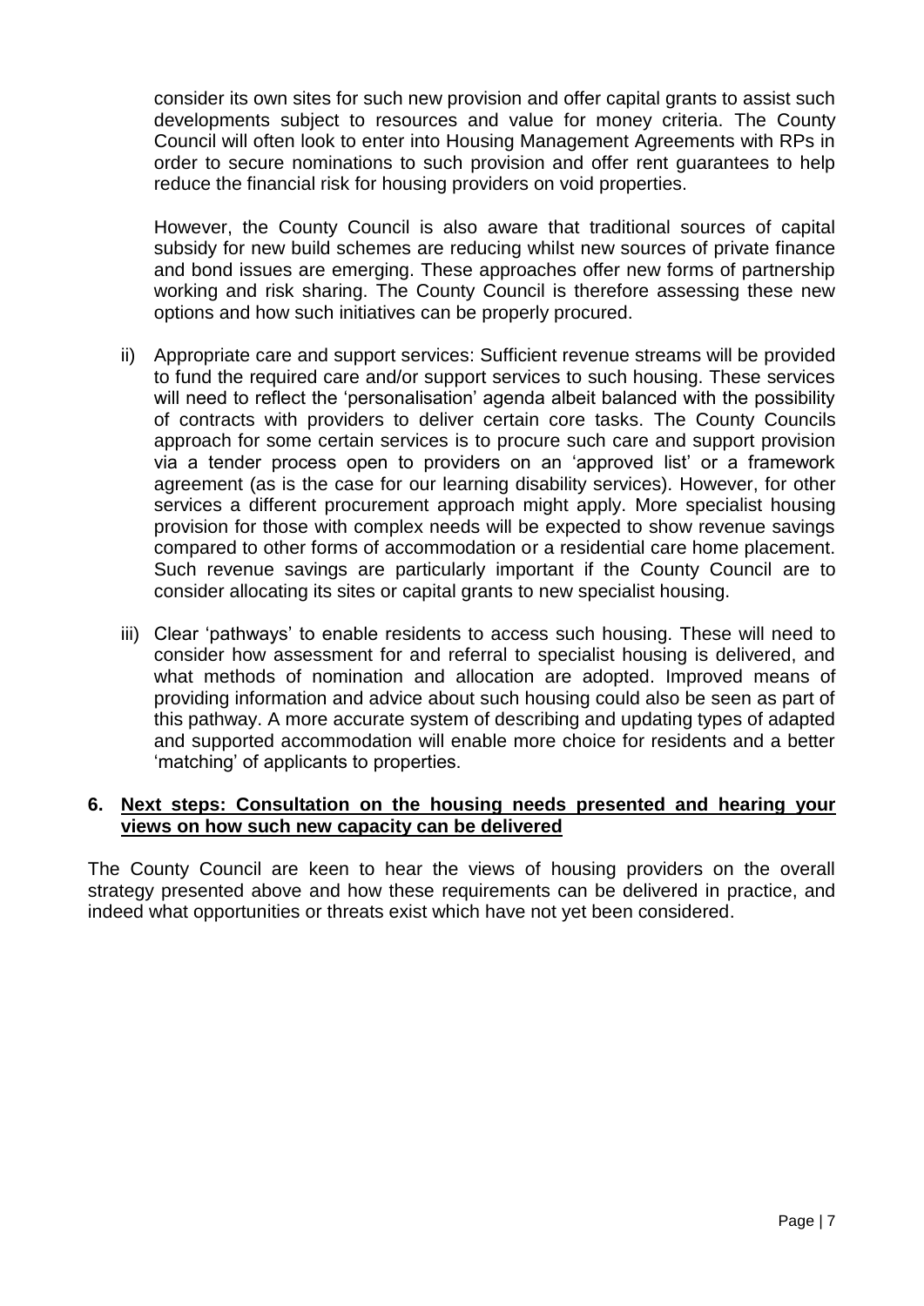consider its own sites for such new provision and offer capital grants to assist such developments subject to resources and value for money criteria. The County Council will often look to enter into Housing Management Agreements with RPs in order to secure nominations to such provision and offer rent guarantees to help reduce the financial risk for housing providers on void properties.

However, the County Council is also aware that traditional sources of capital subsidy for new build schemes are reducing whilst new sources of private finance and bond issues are emerging. These approaches offer new forms of partnership working and risk sharing. The County Council is therefore assessing these new options and how such initiatives can be properly procured.

ii) Appropriate care and support services: Sufficient revenue streams will be provided to fund the required care and/or support services to such housing. These services will need to reflect the 'personalisation' agenda albeit balanced with the possibility of contracts with providers to deliver certain core tasks. The County Councils approach for some certain services is to procure such care and support provision via a tender process open to providers on an 'approved list' or a framework agreement (as is the case for our learning disability services). However, for other services a different procurement approach might apply. More specialist housing provision for those with complex needs will be expected to show revenue savings compared to other forms of accommodation or a residential care home placement. Such revenue savings are particularly important if the County Council are to consider allocating its sites or capital grants to new specialist housing.

iii) Clear 'pathways' to enable residents to access such housing. These will need to consider how assessment for and referral to specialist housing is delivered, and what methods of nomination and allocation are adopted. Improved means of providing information and advice about such housing could also be seen as part of this pathway. A more accurate system of describing and updating types of adapted and supported accommodation will enable more choice for residents and a better 'matching' of applicants to properties.

## 6. Next steps: Consultation on the housing needs presented and hearing your views on how such new capacity can be delivered

The County Council are keen to hear the views of housing providers on the overall strategy presented above and how these requirements can be delivered in practice, and indeed what opportunities or threats exist which have not yet been considered.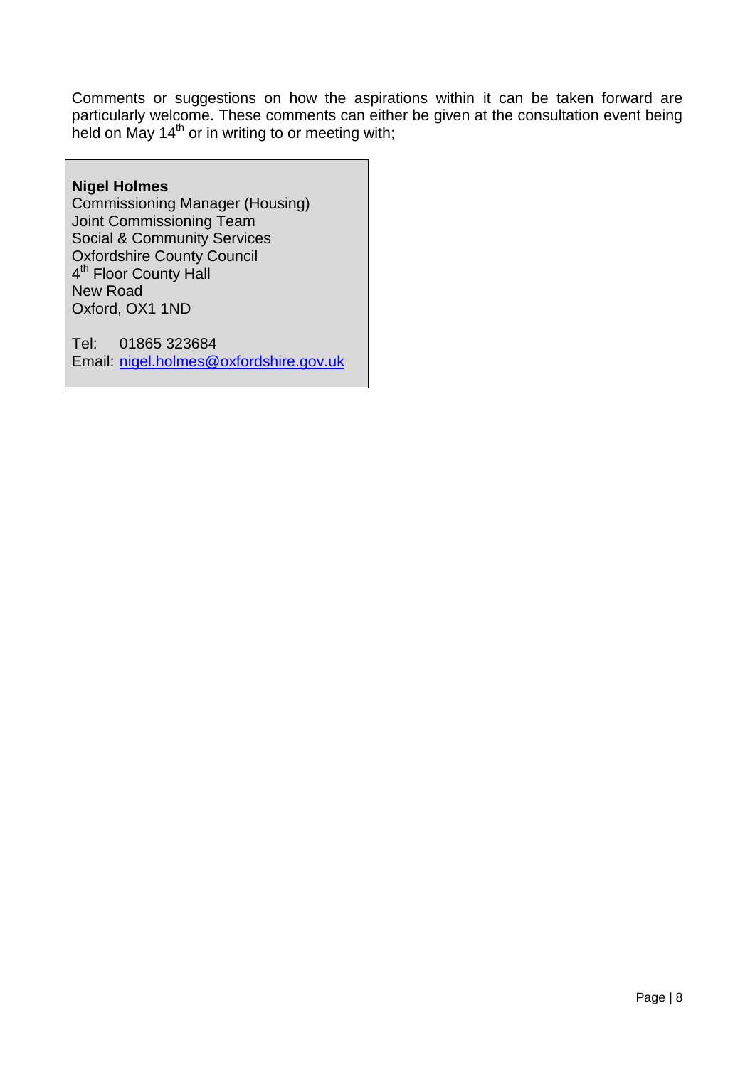Comments or suggestions on how the aspirations within it can be taken forward are particularly welcome. These comments can either be given at the consultation event being held on May 14th or in writing to or meeting with;

**Nigel Holmes**
Commissioning Manager (Housing)
Joint Commissioning Team
Social & Community Services
Oxfordshire County Council
4th Floor County Hall
New Road
Oxford, OX1 1ND

Tel: 01865 323684
Email: nigel.holmes@oxfordshire.gov.uk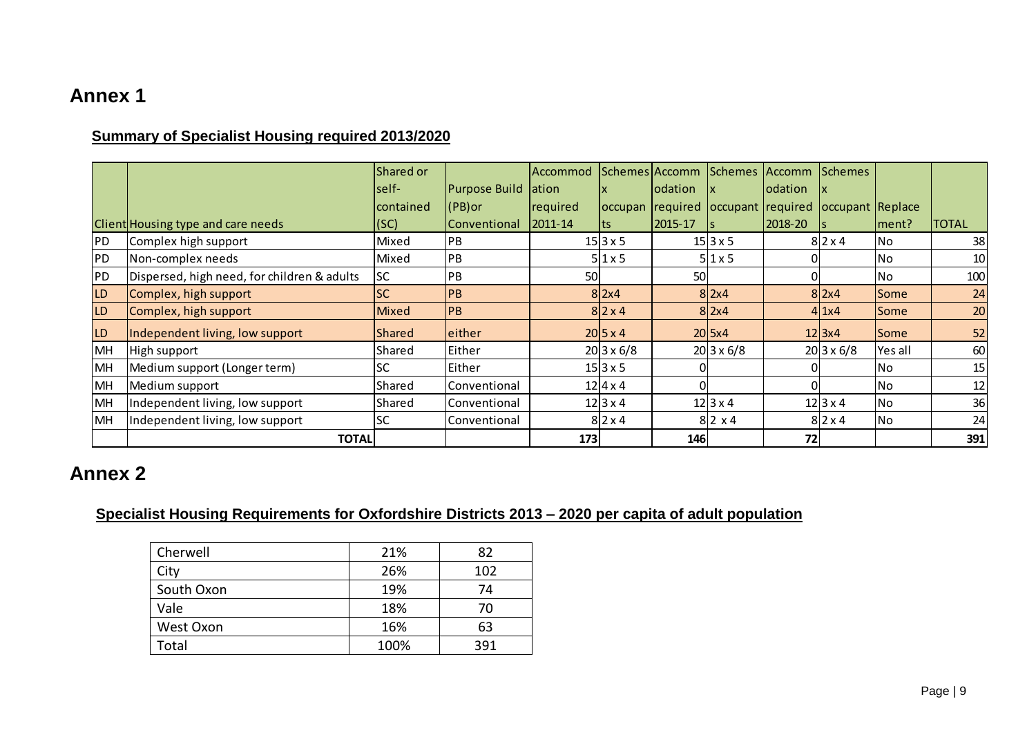# Annex 1

## Summary of Specialist Housing required 2013/2020

| Client | Housing type and care needs | Shared or self-contained (SC) | Purpose Build (PB)or Conventional | Accommodation required 2011-14 | Schemes x occupants | Accommodation required 2015-17 | Schemes x occupants | Accommodation required 2018-20 | Schemes x occupants | Replacement? | TOTAL |
|---|---|---|---|---|---|---|---|---|---|---|---|
| PD | Complex high support | Mixed | PB | 15 | 3 x 5 | 15 | 3 x 5 | 8 | 2 x 4 | No | 38 |
| PD | Non-complex needs | Mixed | PB | 5 | 1 x 5 | 5 | 1 x 5 | 0 | | No | 10 |
| PD | Dispersed, high need, for children & adults | SC | PB | 50 | | 50 | | 0 | | No | 100 |
| LD | Complex, high support | SC | PB | 8 | 2x4 | 8 | 2x4 | 8 | 2x4 | Some | 24 |
| LD | Complex, high support | Mixed | PB | 8 | 2 x 4 | 8 | 2x4 | 4 | 1x4 | Some | 20 |
| LD | Independent living, low support | Shared | either | 20 | 5 x 4 | 20 | 5x4 | 12 | 3x4 | Some | 52 |
| MH | High support | Shared | Either | 20 | 3 x 6/8 | 20 | 3 x 6/8 | 20 | 3 x 6/8 | Yes all | 60 |
| MH | Medium support (Longer term) | SC | Either | 15 | 3 x 5 | 0 | | 0 | | No | 15 |
| MH | Medium support | Shared | Conventional | 12 | 4 x 4 | 0 | | 0 | | No | 12 |
| MH | Independent living, low support | Shared | Conventional | 12 | 3 x 4 | 12 | 3 x 4 | 12 | 3 x 4 | No | 36 |
| MH | Independent living, low support | SC | Conventional | 8 | 2 x 4 | 8 | 2 x 4 | 8 | 2 x 4 | No | 24 |
| | **TOTAL** | | | **173** | | **146** | | **72** | | | **391** |

# Annex 2

## Specialist Housing Requirements for Oxfordshire Districts 2013 – 2020 per capita of adult population

| District | % | Number |
|---|---|---|
| Cherwell | 21% | 82 |
| City | 26% | 102 |
| South Oxon | 19% | 74 |
| Vale | 18% | 70 |
| West Oxon | 16% | 63 |
| Total | 100% | 391 |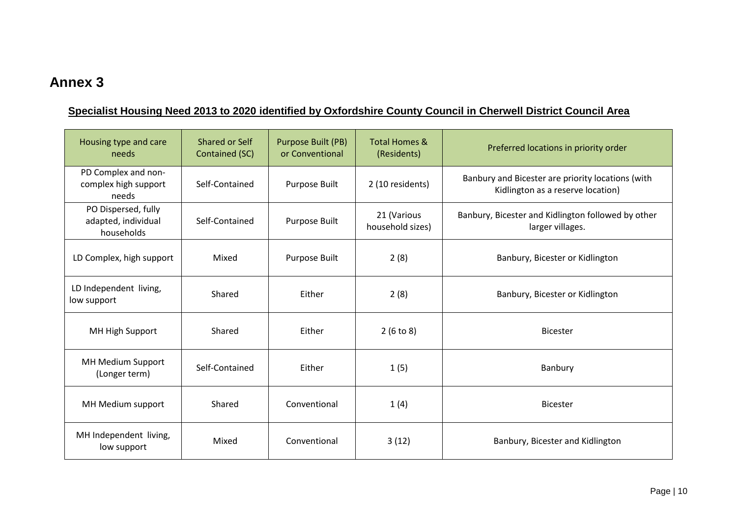# Annex 3

**Specialist Housing Need 2013 to 2020 identified by Oxfordshire County Council in Cherwell District Council Area**

| Housing type and care needs | Shared or Self Contained (SC) | Purpose Built (PB) or Conventional | Total Homes & (Residents) | Preferred locations in priority order |
|---|---|---|---|---|
| PD Complex and non-complex high support needs | Self-Contained | Purpose Built | 2 (10 residents) | Banbury and Bicester are priority locations (with Kidlington as a reserve location) |
| PO Dispersed, fully adapted, individual households | Self-Contained | Purpose Built | 21 (Various household sizes) | Banbury, Bicester and Kidlington followed by other larger villages. |
| LD Complex, high support | Mixed | Purpose Built | 2 (8) | Banbury, Bicester or Kidlington |
| LD Independent living, low support | Shared | Either | 2 (8) | Banbury, Bicester or Kidlington |
| MH High Support | Shared | Either | 2 (6 to 8) | Bicester |
| MH Medium Support (Longer term) | Self-Contained | Either | 1 (5) | Banbury |
| MH Medium support | Shared | Conventional | 1 (4) | Bicester |
| MH Independent living, low support | Mixed | Conventional | 3 (12) | Banbury, Bicester and Kidlington |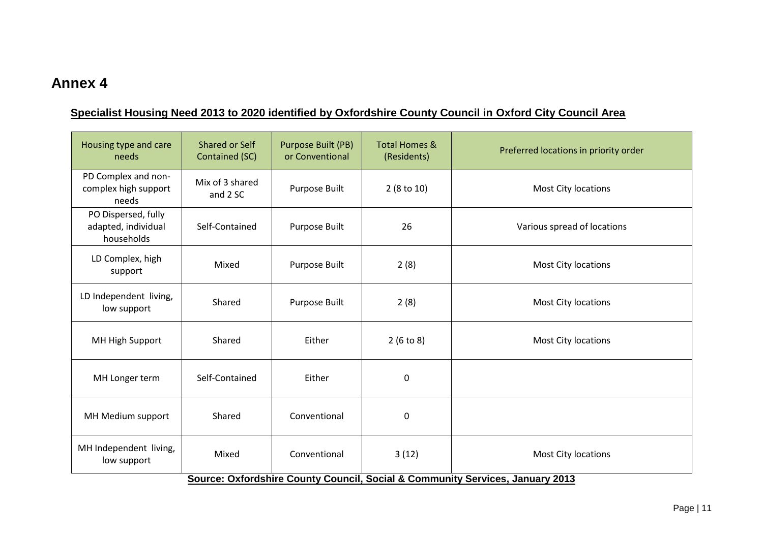# Annex 4

## Specialist Housing Need 2013 to 2020 identified by Oxfordshire County Council in Oxford City Council Area

| Housing type and care needs | Shared or Self Contained (SC) | Purpose Built (PB) or Conventional | Total Homes & (Residents) | Preferred locations in priority order |
|---|---|---|---|---|
| PD Complex and non-complex high support needs | Mix of 3 shared and 2 SC | Purpose Built | 2 (8 to 10) | Most City locations |
| PO Dispersed, fully adapted, individual households | Self-Contained | Purpose Built | 26 | Various spread of locations |
| LD Complex, high support | Mixed | Purpose Built | 2 (8) | Most City locations |
| LD Independent living, low support | Shared | Purpose Built | 2 (8) | Most City locations |
| MH High Support | Shared | Either | 2 (6 to 8) | Most City locations |
| MH Longer term | Self-Contained | Either | 0 | |
| MH Medium support | Shared | Conventional | 0 | |
| MH Independent living, low support | Mixed | Conventional | 3 (12) | Most City locations |

**Source: Oxfordshire County Council, Social & Community Services, January 2013**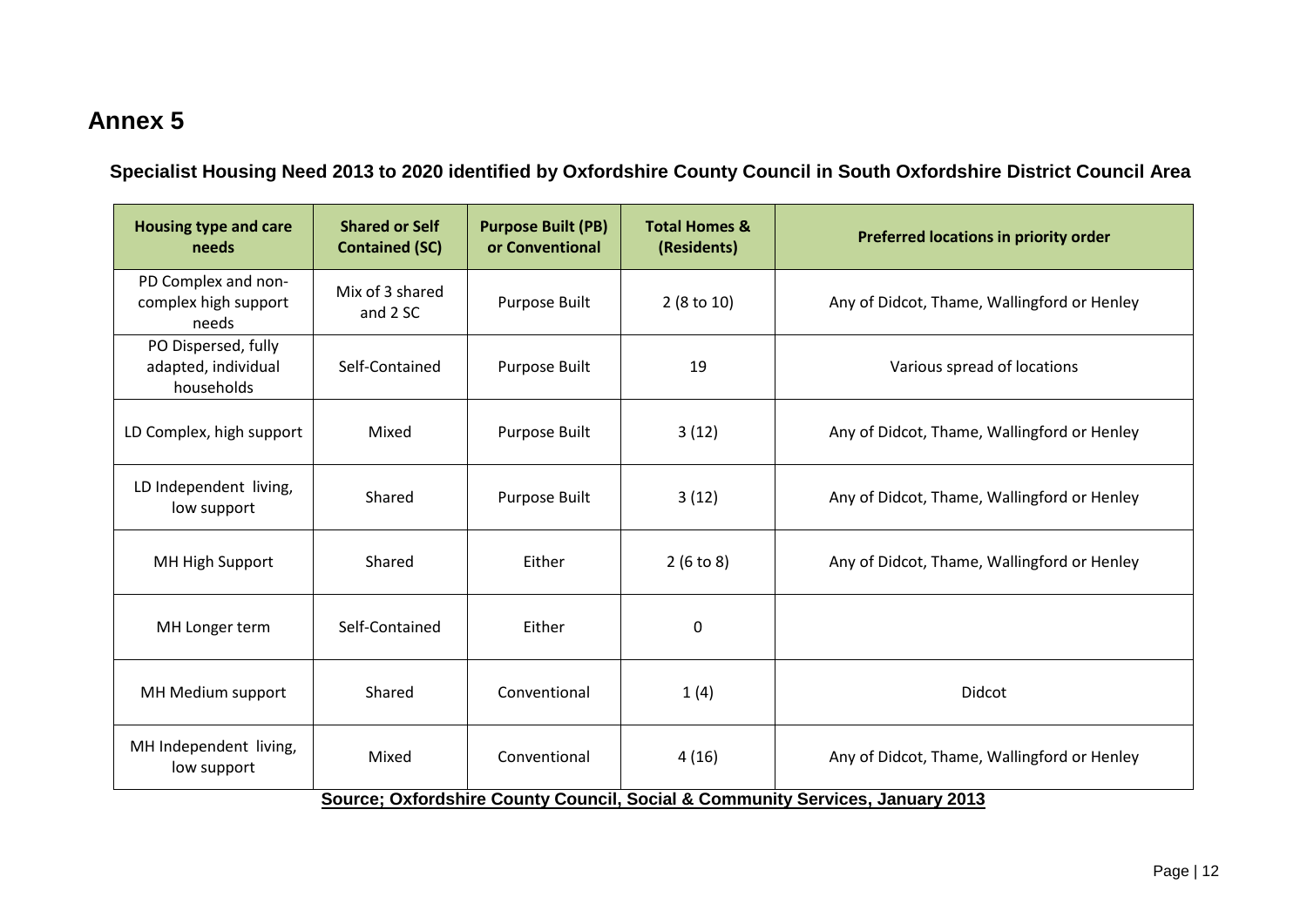# Annex 5

## Specialist Housing Need 2013 to 2020 identified by Oxfordshire County Council in South Oxfordshire District Council Area

| Housing type and care needs | Shared or Self Contained (SC) | Purpose Built (PB) or Conventional | Total Homes & (Residents) | Preferred locations in priority order |
|---|---|---|---|---|
| PD Complex and non-complex high support needs | Mix of 3 shared and 2 SC | Purpose Built | 2 (8 to 10) | Any of Didcot, Thame, Wallingford or Henley |
| PO Dispersed, fully adapted, individual households | Self-Contained | Purpose Built | 19 | Various spread of locations |
| LD Complex, high support | Mixed | Purpose Built | 3 (12) | Any of Didcot, Thame, Wallingford or Henley |
| LD Independent living, low support | Shared | Purpose Built | 3 (12) | Any of Didcot, Thame, Wallingford or Henley |
| MH High Support | Shared | Either | 2 (6 to 8) | Any of Didcot, Thame, Wallingford or Henley |
| MH Longer term | Self-Contained | Either | 0 | |
| MH Medium support | Shared | Conventional | 1 (4) | Didcot |
| MH Independent living, low support | Mixed | Conventional | 4 (16) | Any of Didcot, Thame, Wallingford or Henley |

**Source; Oxfordshire County Council, Social & Community Services, January 2013**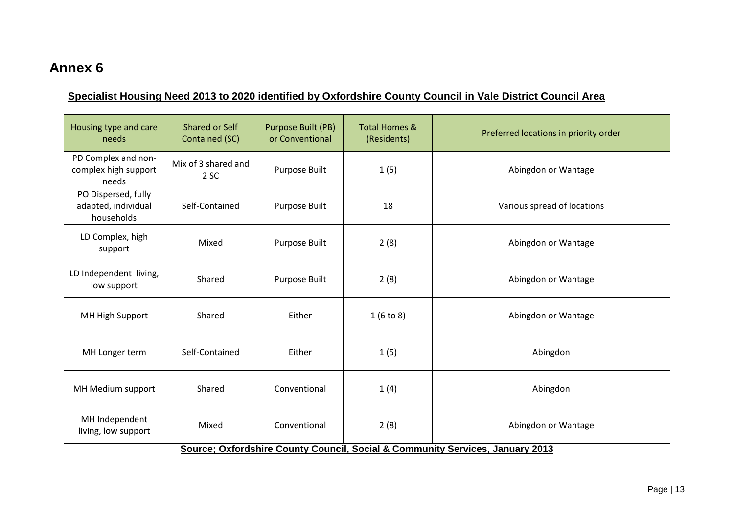# Annex 6

**Specialist Housing Need 2013 to 2020 identified by Oxfordshire County Council in Vale District Council Area**

| Housing type and care needs | Shared or Self Contained (SC) | Purpose Built (PB) or Conventional | Total Homes & (Residents) | Preferred locations in priority order |
|---|---|---|---|---|
| PD Complex and non-complex high support needs | Mix of 3 shared and 2 SC | Purpose Built | 1 (5) | Abingdon or Wantage |
| PO Dispersed, fully adapted, individual households | Self-Contained | Purpose Built | 18 | Various spread of locations |
| LD Complex, high support | Mixed | Purpose Built | 2 (8) | Abingdon or Wantage |
| LD Independent living, low support | Shared | Purpose Built | 2 (8) | Abingdon or Wantage |
| MH High Support | Shared | Either | 1 (6 to 8) | Abingdon or Wantage |
| MH Longer term | Self-Contained | Either | 1 (5) | Abingdon |
| MH Medium support | Shared | Conventional | 1 (4) | Abingdon |
| MH Independent living, low support | Mixed | Conventional | 2 (8) | Abingdon or Wantage |

**Source; Oxfordshire County Council, Social & Community Services, January 2013**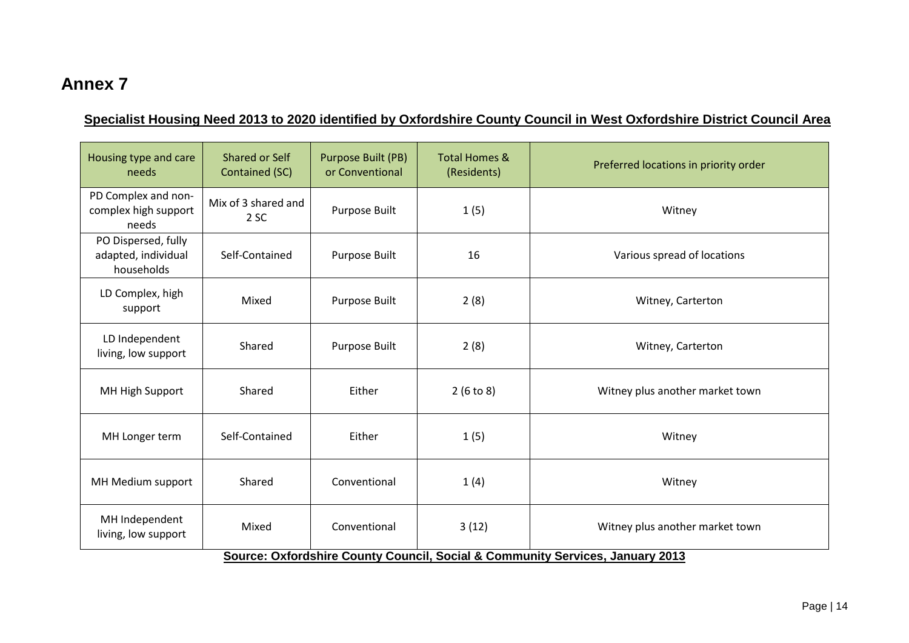# Annex 7

## Specialist Housing Need 2013 to 2020 identified by Oxfordshire County Council in West Oxfordshire District Council Area

| Housing type and care needs | Shared or Self Contained (SC) | Purpose Built (PB) or Conventional | Total Homes & (Residents) | Preferred locations in priority order |
|---|---|---|---|---|
| PD Complex and non-complex high support needs | Mix of 3 shared and 2 SC | Purpose Built | 1 (5) | Witney |
| PO Dispersed, fully adapted, individual households | Self-Contained | Purpose Built | 16 | Various spread of locations |
| LD Complex, high support | Mixed | Purpose Built | 2 (8) | Witney, Carterton |
| LD Independent living, low support | Shared | Purpose Built | 2 (8) | Witney, Carterton |
| MH High Support | Shared | Either | 2 (6 to 8) | Witney plus another market town |
| MH Longer term | Self-Contained | Either | 1 (5) | Witney |
| MH Medium support | Shared | Conventional | 1 (4) | Witney |
| MH Independent living, low support | Mixed | Conventional | 3 (12) | Witney plus another market town |

**Source: Oxfordshire County Council, Social & Community Services, January 2013**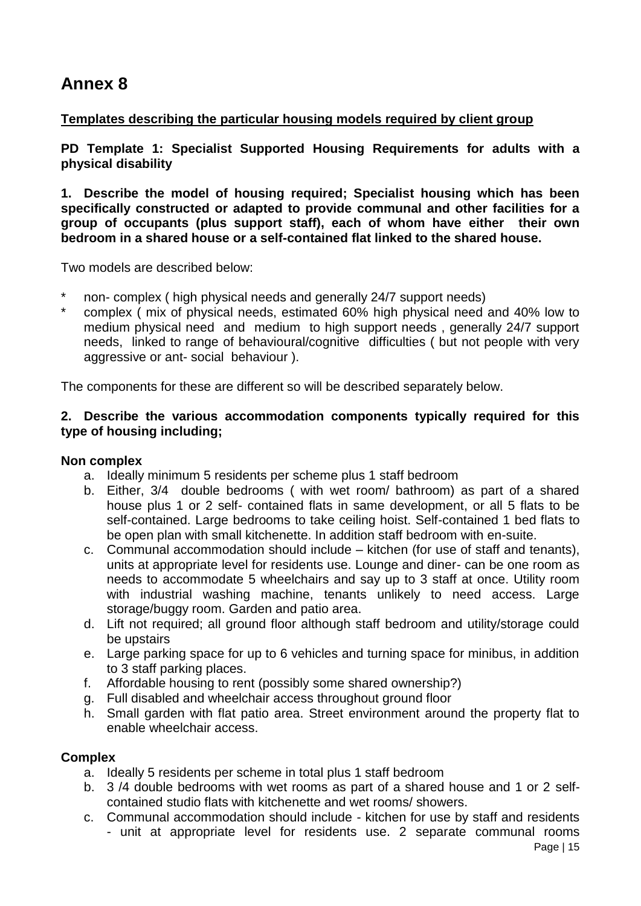# Annex 8

**Templates describing the particular housing models required by client group**

**PD Template 1: Specialist Supported Housing Requirements for adults with a physical disability**

**1. Describe the model of housing required; Specialist housing which has been specifically constructed or adapted to provide communal and other facilities for a group of occupants (plus support staff), each of whom have either their own bedroom in a shared house or a self-contained flat linked to the shared house.**

Two models are described below:

* non- complex ( high physical needs and generally 24/7 support needs)
* complex ( mix of physical needs, estimated 60% high physical need and 40% low to medium physical need and medium to high support needs , generally 24/7 support needs, linked to range of behavioural/cognitive difficulties ( but not people with very aggressive or ant- social behaviour ).

The components for these are different so will be described separately below.

**2. Describe the various accommodation components typically required for this type of housing including;**

**Non complex**

a. Ideally minimum 5 residents per scheme plus 1 staff bedroom
b. Either, 3/4 double bedrooms ( with wet room/ bathroom) as part of a shared house plus 1 or 2 self- contained flats in same development, or all 5 flats to be self-contained. Large bedrooms to take ceiling hoist. Self-contained 1 bed flats to be open plan with small kitchenette. In addition staff bedroom with en-suite.
c. Communal accommodation should include – kitchen (for use of staff and tenants), units at appropriate level for residents use. Lounge and diner- can be one room as needs to accommodate 5 wheelchairs and say up to 3 staff at once. Utility room with industrial washing machine, tenants unlikely to need access. Large storage/buggy room. Garden and patio area.
d. Lift not required; all ground floor although staff bedroom and utility/storage could be upstairs
e. Large parking space for up to 6 vehicles and turning space for minibus, in addition to 3 staff parking places.
f. Affordable housing to rent (possibly some shared ownership?)
g. Full disabled and wheelchair access throughout ground floor
h. Small garden with flat patio area. Street environment around the property flat to enable wheelchair access.

**Complex**

a. Ideally 5 residents per scheme in total plus 1 staff bedroom
b. 3 /4 double bedrooms with wet rooms as part of a shared house and 1 or 2 self-contained studio flats with kitchenette and wet rooms/ showers.
c. Communal accommodation should include - kitchen for use by staff and residents - unit at appropriate level for residents use. 2 separate communal rooms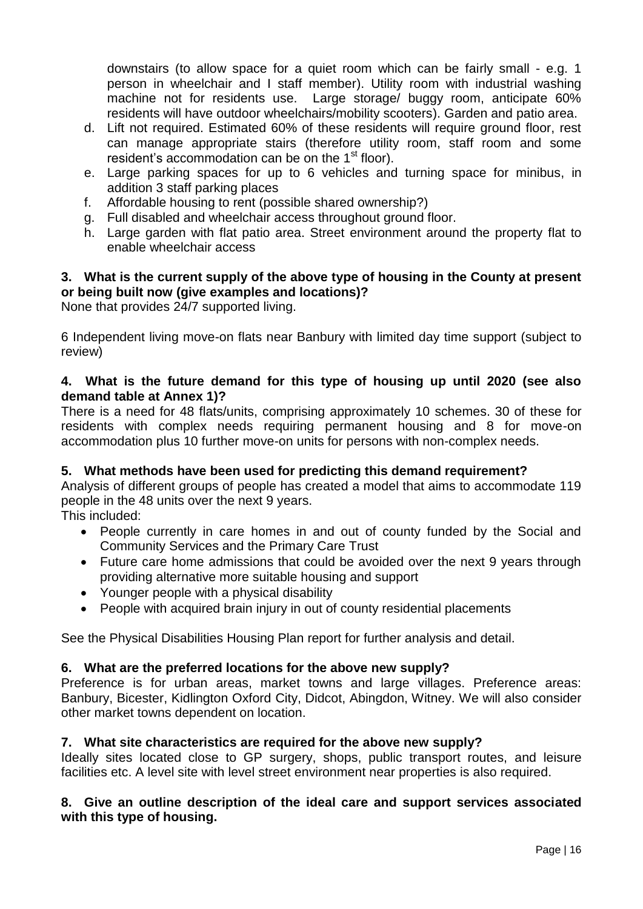downstairs (to allow space for a quiet room which can be fairly small - e.g. 1 person in wheelchair and I staff member). Utility room with industrial washing machine not for residents use. Large storage/ buggy room, anticipate 60% residents will have outdoor wheelchairs/mobility scooters). Garden and patio area.

d. Lift not required. Estimated 60% of these residents will require ground floor, rest can manage appropriate stairs (therefore utility room, staff room and some resident's accommodation can be on the 1st floor).
e. Large parking spaces for up to 6 vehicles and turning space for minibus, in addition 3 staff parking places
f. Affordable housing to rent (possible shared ownership?)
g. Full disabled and wheelchair access throughout ground floor.
h. Large garden with flat patio area. Street environment around the property flat to enable wheelchair access

**3. What is the current supply of the above type of housing in the County at present or being built now (give examples and locations)?**

None that provides 24/7 supported living.

6 Independent living move-on flats near Banbury with limited day time support (subject to review)

**4. What is the future demand for this type of housing up until 2020 (see also demand table at Annex 1)?**

There is a need for 48 flats/units, comprising approximately 10 schemes. 30 of these for residents with complex needs requiring permanent housing and 8 for move-on accommodation plus 10 further move-on units for persons with non-complex needs.

**5. What methods have been used for predicting this demand requirement?**

Analysis of different groups of people has created a model that aims to accommodate 119 people in the 48 units over the next 9 years.

This included:

- People currently in care homes in and out of county funded by the Social and Community Services and the Primary Care Trust
- Future care home admissions that could be avoided over the next 9 years through providing alternative more suitable housing and support
- Younger people with a physical disability
- People with acquired brain injury in out of county residential placements

See the Physical Disabilities Housing Plan report for further analysis and detail.

**6. What are the preferred locations for the above new supply?**

Preference is for urban areas, market towns and large villages. Preference areas: Banbury, Bicester, Kidlington Oxford City, Didcot, Abingdon, Witney. We will also consider other market towns dependent on location.

**7. What site characteristics are required for the above new supply?**

Ideally sites located close to GP surgery, shops, public transport routes, and leisure facilities etc. A level site with level street environment near properties is also required.

**8. Give an outline description of the ideal care and support services associated with this type of housing.**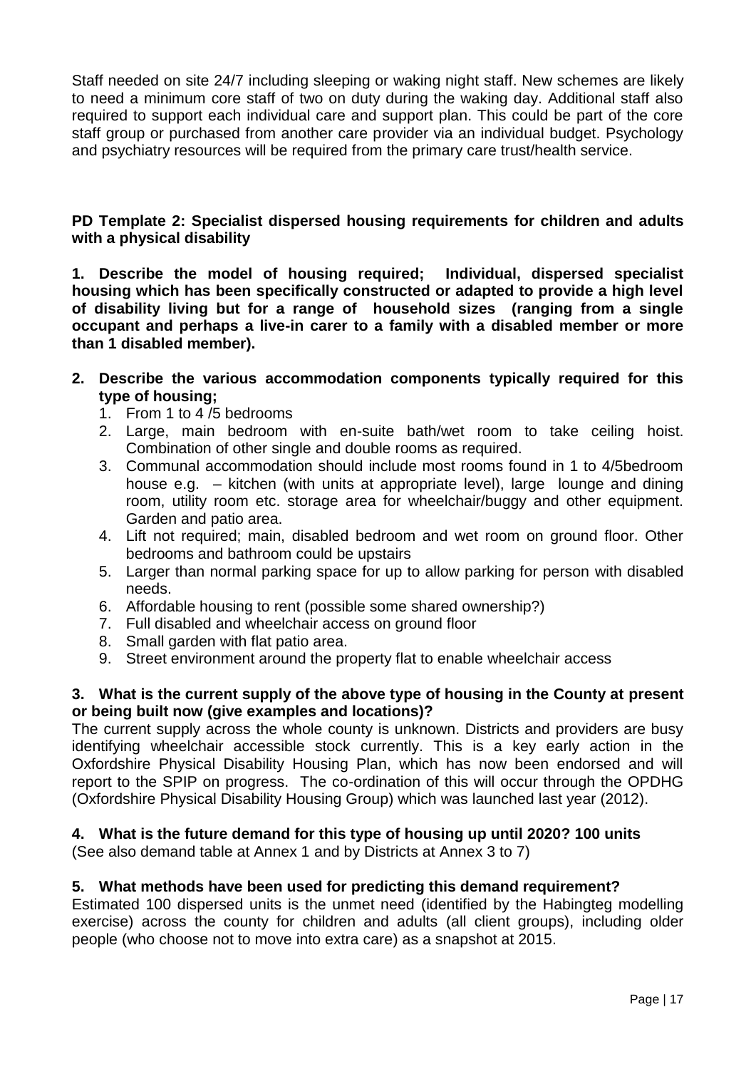Staff needed on site 24/7 including sleeping or waking night staff. New schemes are likely to need a minimum core staff of two on duty during the waking day. Additional staff also required to support each individual care and support plan. This could be part of the core staff group or purchased from another care provider via an individual budget. Psychology and psychiatry resources will be required from the primary care trust/health service.

**PD Template 2: Specialist dispersed housing requirements for children and adults with a physical disability**

**1. Describe the model of housing required; Individual, dispersed specialist housing which has been specifically constructed or adapted to provide a high level of disability living but for a range of household sizes (ranging from a single occupant and perhaps a live-in carer to a family with a disabled member or more than 1 disabled member).**

**2. Describe the various accommodation components typically required for this type of housing;**

1. From 1 to 4 /5 bedrooms
2. Large, main bedroom with en-suite bath/wet room to take ceiling hoist. Combination of other single and double rooms as required.
3. Communal accommodation should include most rooms found in 1 to 4/5bedroom house e.g. – kitchen (with units at appropriate level), large lounge and dining room, utility room etc. storage area for wheelchair/buggy and other equipment. Garden and patio area.
4. Lift not required; main, disabled bedroom and wet room on ground floor. Other bedrooms and bathroom could be upstairs
5. Larger than normal parking space for up to allow parking for person with disabled needs.
6. Affordable housing to rent (possible some shared ownership?)
7. Full disabled and wheelchair access on ground floor
8. Small garden with flat patio area.
9. Street environment around the property flat to enable wheelchair access

**3. What is the current supply of the above type of housing in the County at present or being built now (give examples and locations)?**

The current supply across the whole county is unknown. Districts and providers are busy identifying wheelchair accessible stock currently. This is a key early action in the Oxfordshire Physical Disability Housing Plan, which has now been endorsed and will report to the SPIP on progress. The co-ordination of this will occur through the OPDHG (Oxfordshire Physical Disability Housing Group) which was launched last year (2012).

**4. What is the future demand for this type of housing up until 2020? 100 units**

(See also demand table at Annex 1 and by Districts at Annex 3 to 7)

**5. What methods have been used for predicting this demand requirement?**

Estimated 100 dispersed units is the unmet need (identified by the Habingteg modelling exercise) across the county for children and adults (all client groups), including older people (who choose not to move into extra care) as a snapshot at 2015.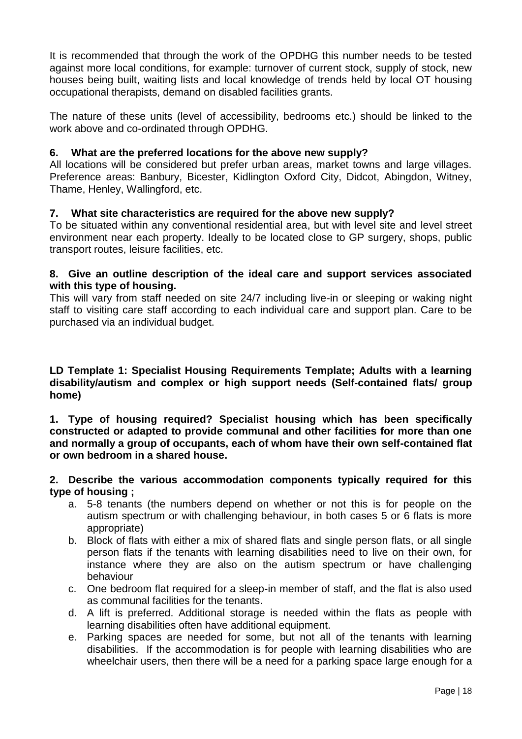It is recommended that through the work of the OPDHG this number needs to be tested against more local conditions, for example: turnover of current stock, supply of stock, new houses being built, waiting lists and local knowledge of trends held by local OT housing occupational therapists, demand on disabled facilities grants.

The nature of these units (level of accessibility, bedrooms etc.) should be linked to the work above and co-ordinated through OPDHG.

**6. What are the preferred locations for the above new supply?**

All locations will be considered but prefer urban areas, market towns and large villages. Preference areas: Banbury, Bicester, Kidlington Oxford City, Didcot, Abingdon, Witney, Thame, Henley, Wallingford, etc.

**7. What site characteristics are required for the above new supply?**

To be situated within any conventional residential area, but with level site and level street environment near each property. Ideally to be located close to GP surgery, shops, public transport routes, leisure facilities, etc.

**8. Give an outline description of the ideal care and support services associated with this type of housing.**

This will vary from staff needed on site 24/7 including live-in or sleeping or waking night staff to visiting care staff according to each individual care and support plan. Care to be purchased via an individual budget.

**LD Template 1: Specialist Housing Requirements Template; Adults with a learning disability/autism and complex or high support needs (Self-contained flats/ group home)**

**1. Type of housing required? Specialist housing which has been specifically constructed or adapted to provide communal and other facilities for more than one and normally a group of occupants, each of whom have their own self-contained flat or own bedroom in a shared house.**

**2. Describe the various accommodation components typically required for this type of housing ;**

a. 5-8 tenants (the numbers depend on whether or not this is for people on the autism spectrum or with challenging behaviour, in both cases 5 or 6 flats is more appropriate)
b. Block of flats with either a mix of shared flats and single person flats, or all single person flats if the tenants with learning disabilities need to live on their own, for instance where they are also on the autism spectrum or have challenging behaviour
c. One bedroom flat required for a sleep-in member of staff, and the flat is also used as communal facilities for the tenants.
d. A lift is preferred. Additional storage is needed within the flats as people with learning disabilities often have additional equipment.
e. Parking spaces are needed for some, but not all of the tenants with learning disabilities. If the accommodation is for people with learning disabilities who are wheelchair users, then there will be a need for a parking space large enough for a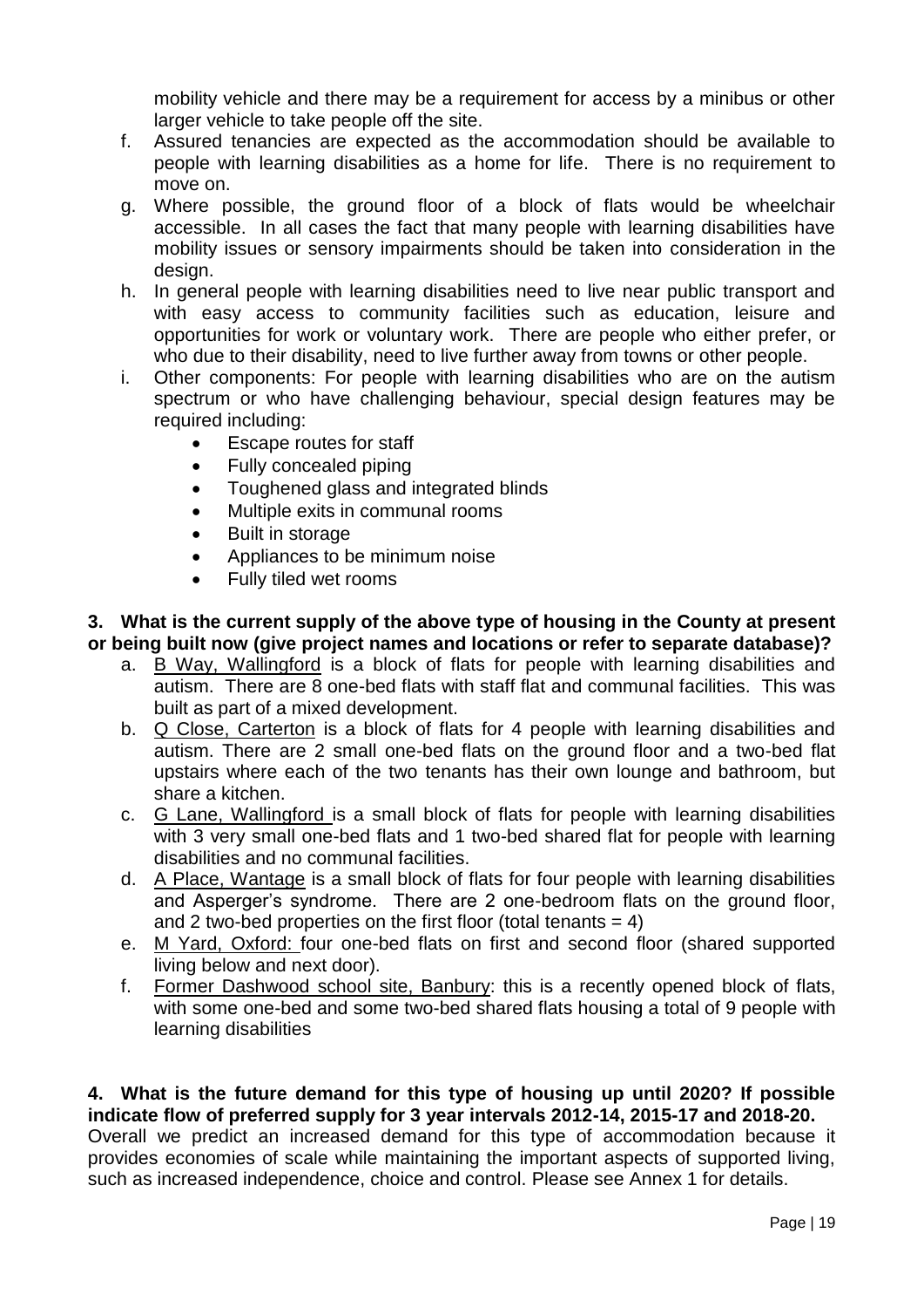mobility vehicle and there may be a requirement for access by a minibus or other larger vehicle to take people off the site.

f. Assured tenancies are expected as the accommodation should be available to people with learning disabilities as a home for life. There is no requirement to move on.

g. Where possible, the ground floor of a block of flats would be wheelchair accessible. In all cases the fact that many people with learning disabilities have mobility issues or sensory impairments should be taken into consideration in the design.

h. In general people with learning disabilities need to live near public transport and with easy access to community facilities such as education, leisure and opportunities for work or voluntary work. There are people who either prefer, or who due to their disability, need to live further away from towns or other people.

i. Other components: For people with learning disabilities who are on the autism spectrum or who have challenging behaviour, special design features may be required including:
   - Escape routes for staff
   - Fully concealed piping
   - Toughened glass and integrated blinds
   - Multiple exits in communal rooms
   - Built in storage
   - Appliances to be minimum noise
   - Fully tiled wet rooms

**3. What is the current supply of the above type of housing in the County at present or being built now (give project names and locations or refer to separate database)?**

a. B Way, Wallingford is a block of flats for people with learning disabilities and autism. There are 8 one-bed flats with staff flat and communal facilities. This was built as part of a mixed development.

b. Q Close, Carterton is a block of flats for 4 people with learning disabilities and autism. There are 2 small one-bed flats on the ground floor and a two-bed flat upstairs where each of the two tenants has their own lounge and bathroom, but share a kitchen.

c. G Lane, Wallingford is a small block of flats for people with learning disabilities with 3 very small one-bed flats and 1 two-bed shared flat for people with learning disabilities and no communal facilities.

d. A Place, Wantage is a small block of flats for four people with learning disabilities and Asperger's syndrome. There are 2 one-bedroom flats on the ground floor, and 2 two-bed properties on the first floor (total tenants = 4)

e. M Yard, Oxford: four one-bed flats on first and second floor (shared supported living below and next door).

f. Former Dashwood school site, Banbury: this is a recently opened block of flats, with some one-bed and some two-bed shared flats housing a total of 9 people with learning disabilities

**4. What is the future demand for this type of housing up until 2020? If possible indicate flow of preferred supply for 3 year intervals 2012-14, 2015-17 and 2018-20.**

Overall we predict an increased demand for this type of accommodation because it provides economies of scale while maintaining the important aspects of supported living, such as increased independence, choice and control. Please see Annex 1 for details.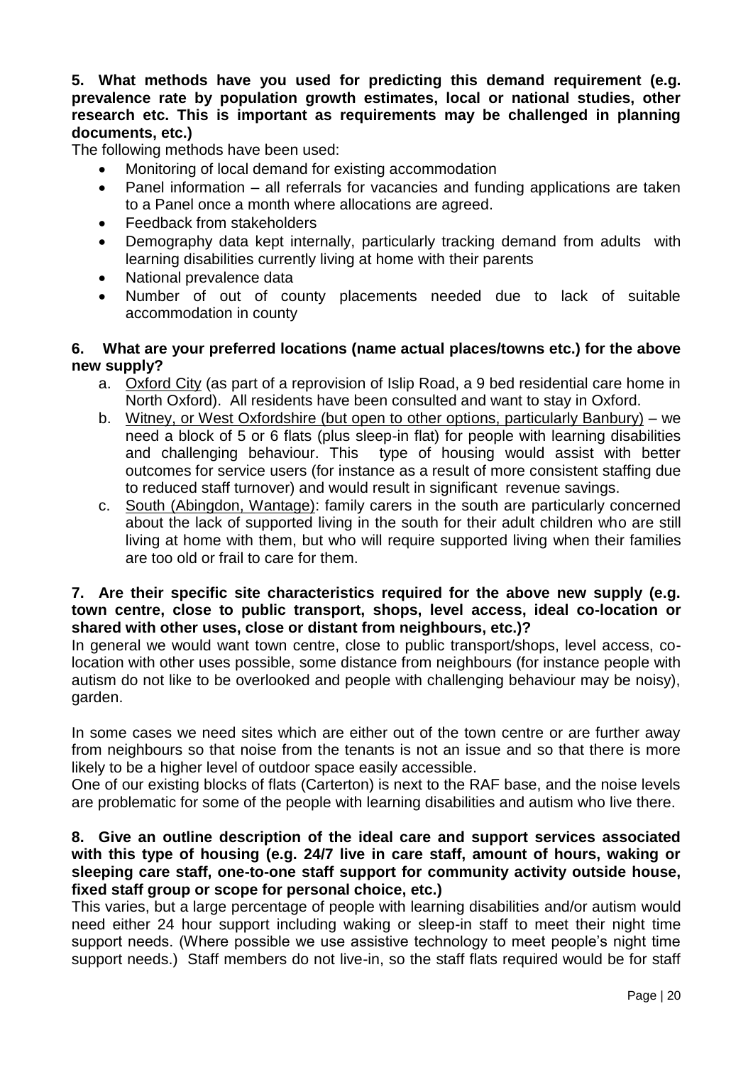**5. What methods have you used for predicting this demand requirement (e.g. prevalence rate by population growth estimates, local or national studies, other research etc. This is important as requirements may be challenged in planning documents, etc.)**

The following methods have been used:

- Monitoring of local demand for existing accommodation
- Panel information – all referrals for vacancies and funding applications are taken to a Panel once a month where allocations are agreed.
- Feedback from stakeholders
- Demography data kept internally, particularly tracking demand from adults with learning disabilities currently living at home with their parents
- National prevalence data
- Number of out of county placements needed due to lack of suitable accommodation in county

**6. What are your preferred locations (name actual places/towns etc.) for the above new supply?**

a. Oxford City (as part of a reprovision of Islip Road, a 9 bed residential care home in North Oxford). All residents have been consulted and want to stay in Oxford.

b. Witney, or West Oxfordshire (but open to other options, particularly Banbury) – we need a block of 5 or 6 flats (plus sleep-in flat) for people with learning disabilities and challenging behaviour. This type of housing would assist with better outcomes for service users (for instance as a result of more consistent staffing due to reduced staff turnover) and would result in significant revenue savings.

c. South (Abingdon, Wantage): family carers in the south are particularly concerned about the lack of supported living in the south for their adult children who are still living at home with them, but who will require supported living when their families are too old or frail to care for them.

**7. Are their specific site characteristics required for the above new supply (e.g. town centre, close to public transport, shops, level access, ideal co-location or shared with other uses, close or distant from neighbours, etc.)?**

In general we would want town centre, close to public transport/shops, level access, co-location with other uses possible, some distance from neighbours (for instance people with autism do not like to be overlooked and people with challenging behaviour may be noisy), garden.

In some cases we need sites which are either out of the town centre or are further away from neighbours so that noise from the tenants is not an issue and so that there is more likely to be a higher level of outdoor space easily accessible.

One of our existing blocks of flats (Carterton) is next to the RAF base, and the noise levels are problematic for some of the people with learning disabilities and autism who live there.

**8. Give an outline description of the ideal care and support services associated with this type of housing (e.g. 24/7 live in care staff, amount of hours, waking or sleeping care staff, one-to-one staff support for community activity outside house, fixed staff group or scope for personal choice, etc.)**

This varies, but a large percentage of people with learning disabilities and/or autism would need either 24 hour support including waking or sleep-in staff to meet their night time support needs. (Where possible we use assistive technology to meet people's night time support needs.) Staff members do not live-in, so the staff flats required would be for staff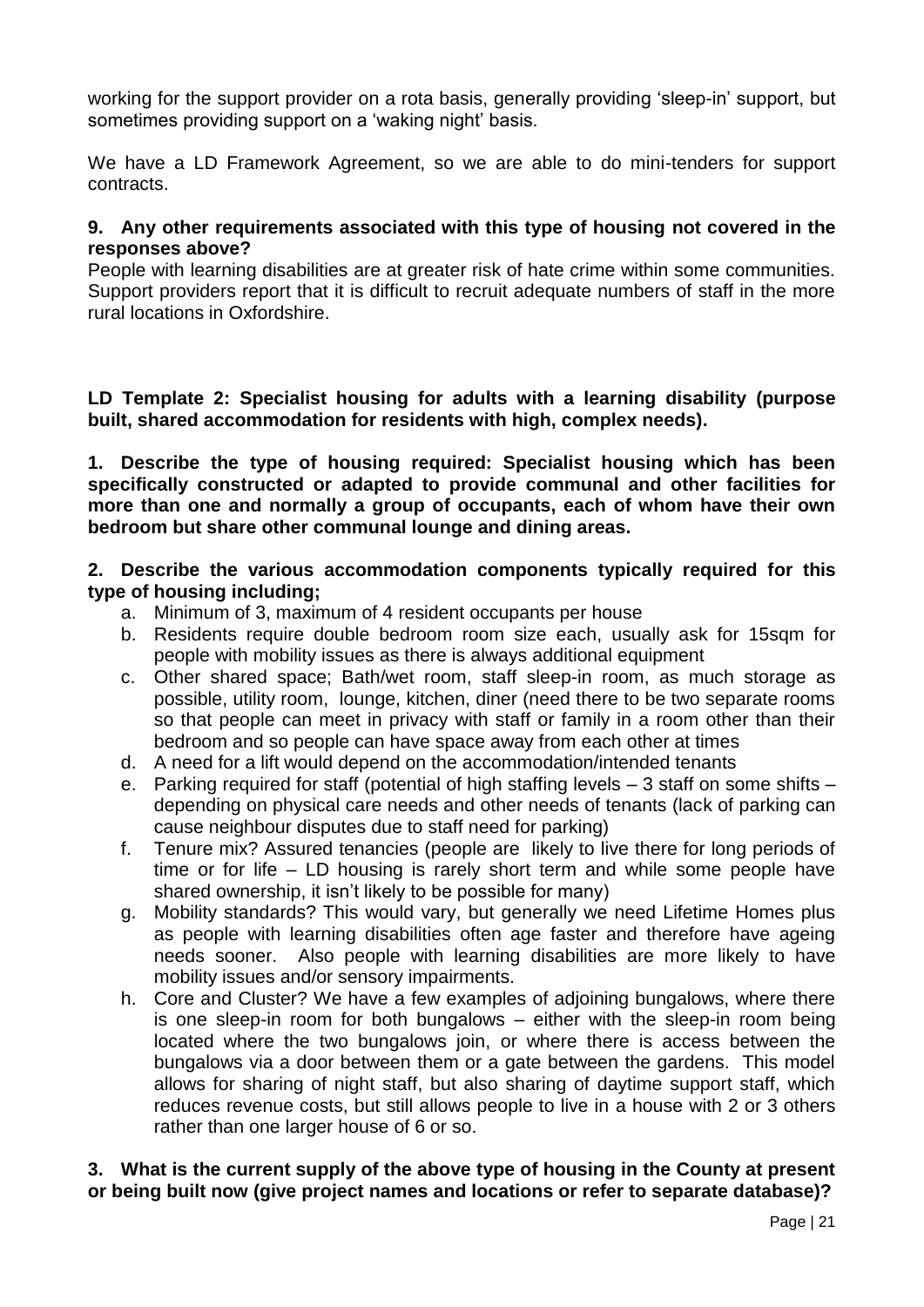working for the support provider on a rota basis, generally providing 'sleep-in' support, but sometimes providing support on a 'waking night' basis.

We have a LD Framework Agreement, so we are able to do mini-tenders for support contracts.

**9. Any other requirements associated with this type of housing not covered in the responses above?**

People with learning disabilities are at greater risk of hate crime within some communities. Support providers report that it is difficult to recruit adequate numbers of staff in the more rural locations in Oxfordshire.

**LD Template 2: Specialist housing for adults with a learning disability (purpose built, shared accommodation for residents with high, complex needs).**

**1. Describe the type of housing required: Specialist housing which has been specifically constructed or adapted to provide communal and other facilities for more than one and normally a group of occupants, each of whom have their own bedroom but share other communal lounge and dining areas.**

**2. Describe the various accommodation components typically required for this type of housing including;**

a. Minimum of 3, maximum of 4 resident occupants per house
b. Residents require double bedroom room size each, usually ask for 15sqm for people with mobility issues as there is always additional equipment
c. Other shared space; Bath/wet room, staff sleep-in room, as much storage as possible, utility room, lounge, kitchen, diner (need there to be two separate rooms so that people can meet in privacy with staff or family in a room other than their bedroom and so people can have space away from each other at times
d. A need for a lift would depend on the accommodation/intended tenants
e. Parking required for staff (potential of high staffing levels – 3 staff on some shifts – depending on physical care needs and other needs of tenants (lack of parking can cause neighbour disputes due to staff need for parking)
f. Tenure mix? Assured tenancies (people are likely to live there for long periods of time or for life – LD housing is rarely short term and while some people have shared ownership, it isn't likely to be possible for many)
g. Mobility standards? This would vary, but generally we need Lifetime Homes plus as people with learning disabilities often age faster and therefore have ageing needs sooner. Also people with learning disabilities are more likely to have mobility issues and/or sensory impairments.
h. Core and Cluster? We have a few examples of adjoining bungalows, where there is one sleep-in room for both bungalows – either with the sleep-in room being located where the two bungalows join, or where there is access between the bungalows via a door between them or a gate between the gardens. This model allows for sharing of night staff, but also sharing of daytime support staff, which reduces revenue costs, but still allows people to live in a house with 2 or 3 others rather than one larger house of 6 or so.

**3. What is the current supply of the above type of housing in the County at present or being built now (give project names and locations or refer to separate database)?**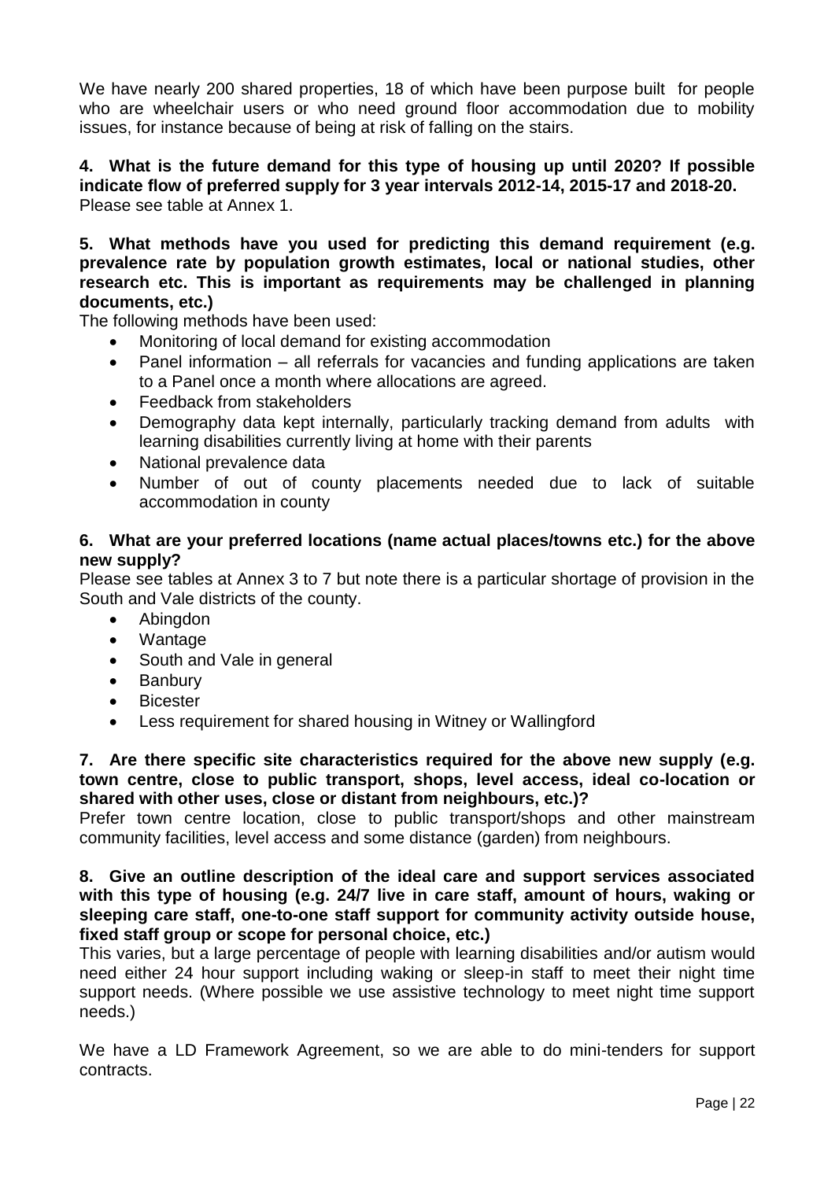We have nearly 200 shared properties, 18 of which have been purpose built for people who are wheelchair users or who need ground floor accommodation due to mobility issues, for instance because of being at risk of falling on the stairs.

**4. What is the future demand for this type of housing up until 2020? If possible indicate flow of preferred supply for 3 year intervals 2012-14, 2015-17 and 2018-20.**
Please see table at Annex 1.

**5. What methods have you used for predicting this demand requirement (e.g. prevalence rate by population growth estimates, local or national studies, other research etc. This is important as requirements may be challenged in planning documents, etc.)**
The following methods have been used:

- Monitoring of local demand for existing accommodation
- Panel information – all referrals for vacancies and funding applications are taken to a Panel once a month where allocations are agreed.
- Feedback from stakeholders
- Demography data kept internally, particularly tracking demand from adults with learning disabilities currently living at home with their parents
- National prevalence data
- Number of out of county placements needed due to lack of suitable accommodation in county

**6. What are your preferred locations (name actual places/towns etc.) for the above new supply?**
Please see tables at Annex 3 to 7 but note there is a particular shortage of provision in the South and Vale districts of the county.

- Abingdon
- Wantage
- South and Vale in general
- Banbury
- Bicester
- Less requirement for shared housing in Witney or Wallingford

**7. Are there specific site characteristics required for the above new supply (e.g. town centre, close to public transport, shops, level access, ideal co-location or shared with other uses, close or distant from neighbours, etc.)?**
Prefer town centre location, close to public transport/shops and other mainstream community facilities, level access and some distance (garden) from neighbours.

**8. Give an outline description of the ideal care and support services associated with this type of housing (e.g. 24/7 live in care staff, amount of hours, waking or sleeping care staff, one-to-one staff support for community activity outside house, fixed staff group or scope for personal choice, etc.)**
This varies, but a large percentage of people with learning disabilities and/or autism would need either 24 hour support including waking or sleep-in staff to meet their night time support needs. (Where possible we use assistive technology to meet night time support needs.)

We have a LD Framework Agreement, so we are able to do mini-tenders for support contracts.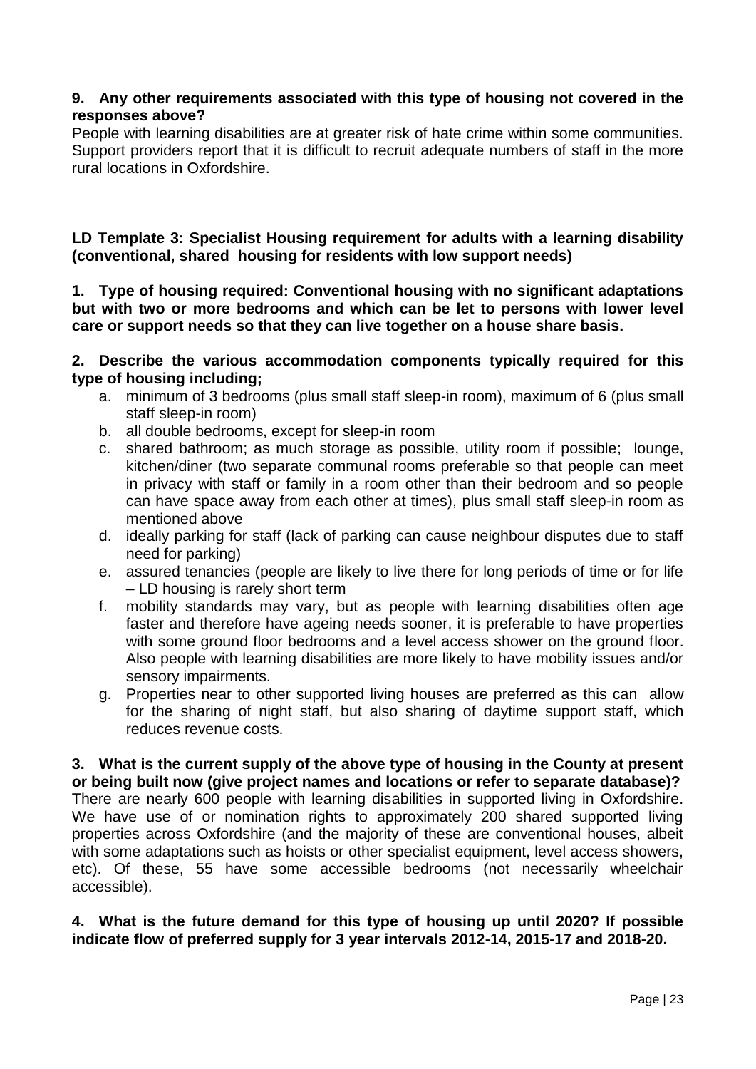**9. Any other requirements associated with this type of housing not covered in the responses above?**

People with learning disabilities are at greater risk of hate crime within some communities. Support providers report that it is difficult to recruit adequate numbers of staff in the more rural locations in Oxfordshire.

**LD Template 3: Specialist Housing requirement for adults with a learning disability (conventional, shared housing for residents with low support needs)**

**1. Type of housing required: Conventional housing with no significant adaptations but with two or more bedrooms and which can be let to persons with lower level care or support needs so that they can live together on a house share basis.**

**2. Describe the various accommodation components typically required for this type of housing including;**

a. minimum of 3 bedrooms (plus small staff sleep-in room), maximum of 6 (plus small staff sleep-in room)
b. all double bedrooms, except for sleep-in room
c. shared bathroom; as much storage as possible, utility room if possible; lounge, kitchen/diner (two separate communal rooms preferable so that people can meet in privacy with staff or family in a room other than their bedroom and so people can have space away from each other at times), plus small staff sleep-in room as mentioned above
d. ideally parking for staff (lack of parking can cause neighbour disputes due to staff need for parking)
e. assured tenancies (people are likely to live there for long periods of time or for life – LD housing is rarely short term
f. mobility standards may vary, but as people with learning disabilities often age faster and therefore have ageing needs sooner, it is preferable to have properties with some ground floor bedrooms and a level access shower on the ground floor. Also people with learning disabilities are more likely to have mobility issues and/or sensory impairments.
g. Properties near to other supported living houses are preferred as this can allow for the sharing of night staff, but also sharing of daytime support staff, which reduces revenue costs.

**3. What is the current supply of the above type of housing in the County at present or being built now (give project names and locations or refer to separate database)?**

There are nearly 600 people with learning disabilities in supported living in Oxfordshire. We have use of or nomination rights to approximately 200 shared supported living properties across Oxfordshire (and the majority of these are conventional houses, albeit with some adaptations such as hoists or other specialist equipment, level access showers, etc). Of these, 55 have some accessible bedrooms (not necessarily wheelchair accessible).

**4. What is the future demand for this type of housing up until 2020? If possible indicate flow of preferred supply for 3 year intervals 2012-14, 2015-17 and 2018-20.**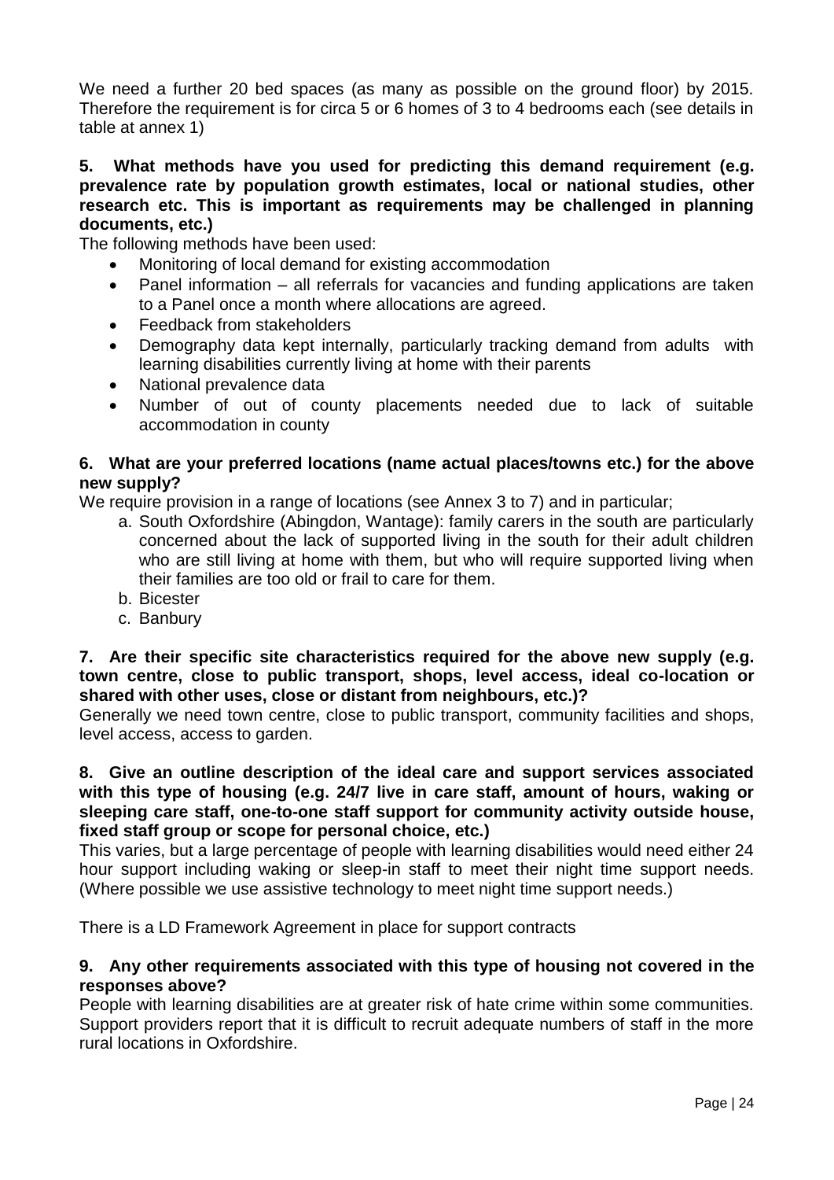We need a further 20 bed spaces (as many as possible on the ground floor) by 2015. Therefore the requirement is for circa 5 or 6 homes of 3 to 4 bedrooms each (see details in table at annex 1)

**5. What methods have you used for predicting this demand requirement (e.g. prevalence rate by population growth estimates, local or national studies, other research etc. This is important as requirements may be challenged in planning documents, etc.)**

The following methods have been used:

- Monitoring of local demand for existing accommodation
- Panel information – all referrals for vacancies and funding applications are taken to a Panel once a month where allocations are agreed.
- Feedback from stakeholders
- Demography data kept internally, particularly tracking demand from adults with learning disabilities currently living at home with their parents
- National prevalence data
- Number of out of county placements needed due to lack of suitable accommodation in county

**6. What are your preferred locations (name actual places/towns etc.) for the above new supply?**

We require provision in a range of locations (see Annex 3 to 7) and in particular;

a. South Oxfordshire (Abingdon, Wantage): family carers in the south are particularly concerned about the lack of supported living in the south for their adult children who are still living at home with them, but who will require supported living when their families are too old or frail to care for them.
b. Bicester
c. Banbury

**7. Are their specific site characteristics required for the above new supply (e.g. town centre, close to public transport, shops, level access, ideal co-location or shared with other uses, close or distant from neighbours, etc.)?**

Generally we need town centre, close to public transport, community facilities and shops, level access, access to garden.

**8. Give an outline description of the ideal care and support services associated with this type of housing (e.g. 24/7 live in care staff, amount of hours, waking or sleeping care staff, one-to-one staff support for community activity outside house, fixed staff group or scope for personal choice, etc.)**

This varies, but a large percentage of people with learning disabilities would need either 24 hour support including waking or sleep-in staff to meet their night time support needs. (Where possible we use assistive technology to meet night time support needs.)

There is a LD Framework Agreement in place for support contracts

**9. Any other requirements associated with this type of housing not covered in the responses above?**

People with learning disabilities are at greater risk of hate crime within some communities. Support providers report that it is difficult to recruit adequate numbers of staff in the more rural locations in Oxfordshire.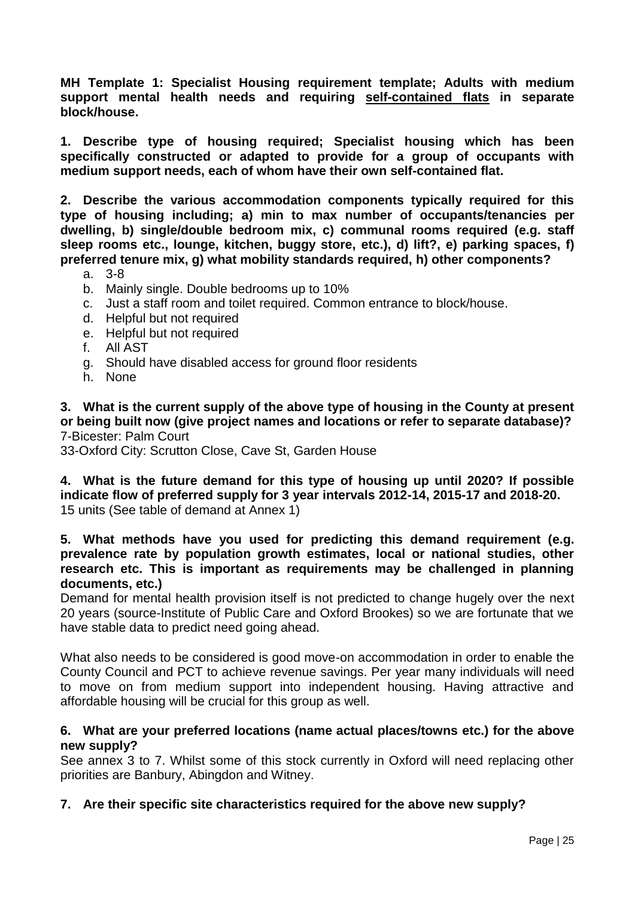**MH Template 1: Specialist Housing requirement template; Adults with medium support mental health needs and requiring <u>self-contained flats</u> in separate block/house.**

**1. Describe type of housing required; Specialist housing which has been specifically constructed or adapted to provide for a group of occupants with medium support needs, each of whom have their own self-contained flat.**

**2. Describe the various accommodation components typically required for this type of housing including; a) min to max number of occupants/tenancies per dwelling, b) single/double bedroom mix, c) communal rooms required (e.g. staff sleep rooms etc., lounge, kitchen, buggy store, etc.), d) lift?, e) parking spaces, f) preferred tenure mix, g) what mobility standards required, h) other components?**

a. 3-8
b. Mainly single. Double bedrooms up to 10%
c. Just a staff room and toilet required. Common entrance to block/house.
d. Helpful but not required
e. Helpful but not required
f. All AST
g. Should have disabled access for ground floor residents
h. None

**3. What is the current supply of the above type of housing in the County at present or being built now (give project names and locations or refer to separate database)?**

7-Bicester: Palm Court

33-Oxford City: Scrutton Close, Cave St, Garden House

**4. What is the future demand for this type of housing up until 2020? If possible indicate flow of preferred supply for 3 year intervals 2012-14, 2015-17 and 2018-20.**

15 units (See table of demand at Annex 1)

**5. What methods have you used for predicting this demand requirement (e.g. prevalence rate by population growth estimates, local or national studies, other research etc. This is important as requirements may be challenged in planning documents, etc.)**

Demand for mental health provision itself is not predicted to change hugely over the next 20 years (source-Institute of Public Care and Oxford Brookes) so we are fortunate that we have stable data to predict need going ahead.

What also needs to be considered is good move-on accommodation in order to enable the County Council and PCT to achieve revenue savings. Per year many individuals will need to move on from medium support into independent housing. Having attractive and affordable housing will be crucial for this group as well.

**6. What are your preferred locations (name actual places/towns etc.) for the above new supply?**

See annex 3 to 7. Whilst some of this stock currently in Oxford will need replacing other priorities are Banbury, Abingdon and Witney.

**7. Are their specific site characteristics required for the above new supply?**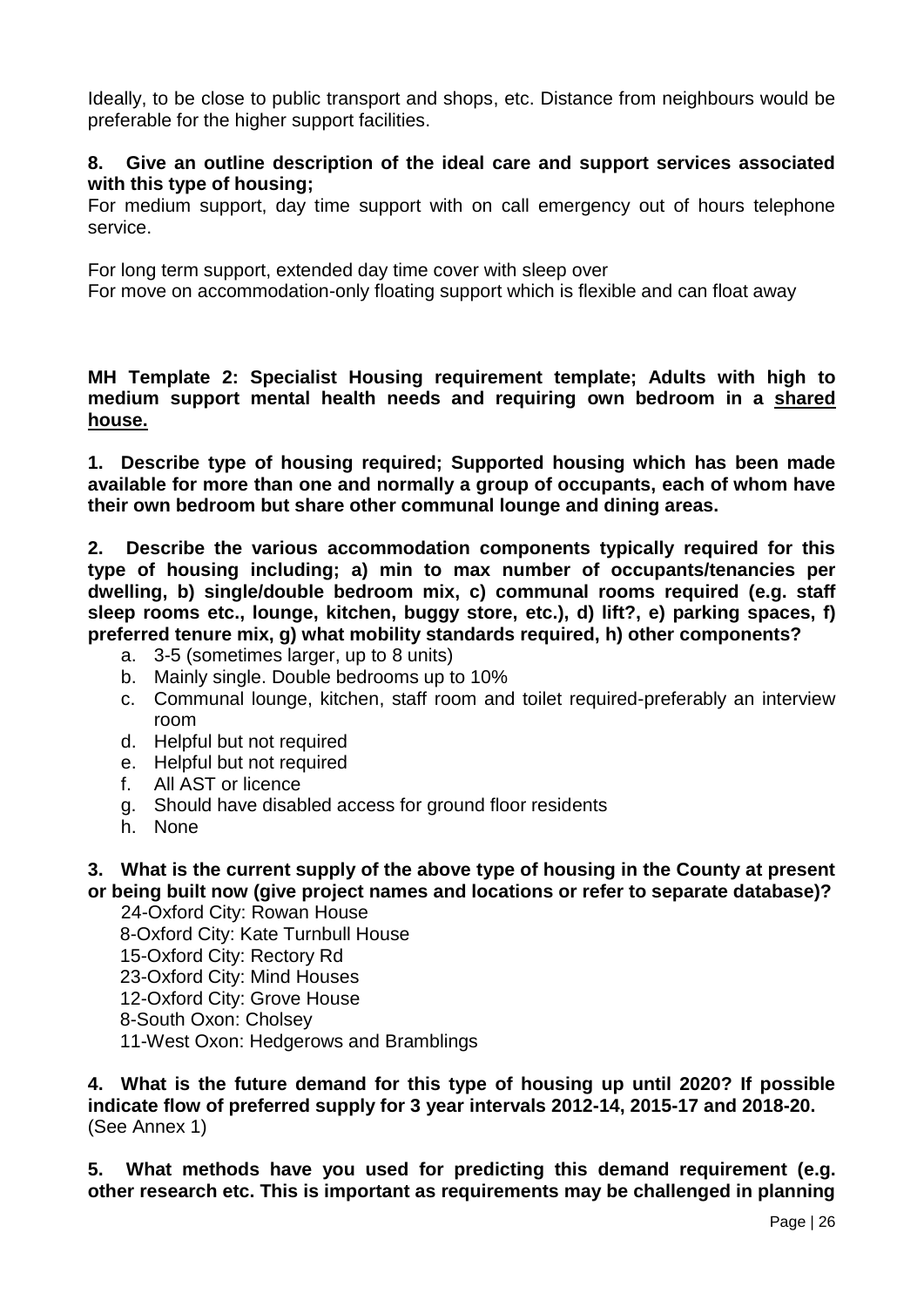Ideally, to be close to public transport and shops, etc. Distance from neighbours would be preferable for the higher support facilities.

**8. Give an outline description of the ideal care and support services associated with this type of housing;**

For medium support, day time support with on call emergency out of hours telephone service.

For long term support, extended day time cover with sleep over

For move on accommodation-only floating support which is flexible and can float away

**MH Template 2: Specialist Housing requirement template; Adults with high to medium support mental health needs and requiring own bedroom in a <u>shared house.</u>**

**1. Describe type of housing required; Supported housing which has been made available for more than one and normally a group of occupants, each of whom have their own bedroom but share other communal lounge and dining areas.**

**2. Describe the various accommodation components typically required for this type of housing including; a) min to max number of occupants/tenancies per dwelling, b) single/double bedroom mix, c) communal rooms required (e.g. staff sleep rooms etc., lounge, kitchen, buggy store, etc.), d) lift?, e) parking spaces, f) preferred tenure mix, g) what mobility standards required, h) other components?**

a. 3-5 (sometimes larger, up to 8 units)
b. Mainly single. Double bedrooms up to 10%
c. Communal lounge, kitchen, staff room and toilet required-preferably an interview room
d. Helpful but not required
e. Helpful but not required
f. All AST or licence
g. Should have disabled access for ground floor residents
h. None

**3. What is the current supply of the above type of housing in the County at present or being built now (give project names and locations or refer to separate database)?**

24-Oxford City: Rowan House
8-Oxford City: Kate Turnbull House
15-Oxford City: Rectory Rd
23-Oxford City: Mind Houses
12-Oxford City: Grove House
8-South Oxon: Cholsey
11-West Oxon: Hedgerows and Bramblings

**4. What is the future demand for this type of housing up until 2020? If possible indicate flow of preferred supply for 3 year intervals 2012-14, 2015-17 and 2018-20.** (See Annex 1)

**5. What methods have you used for predicting this demand requirement (e.g. other research etc. This is important as requirements may be challenged in planning**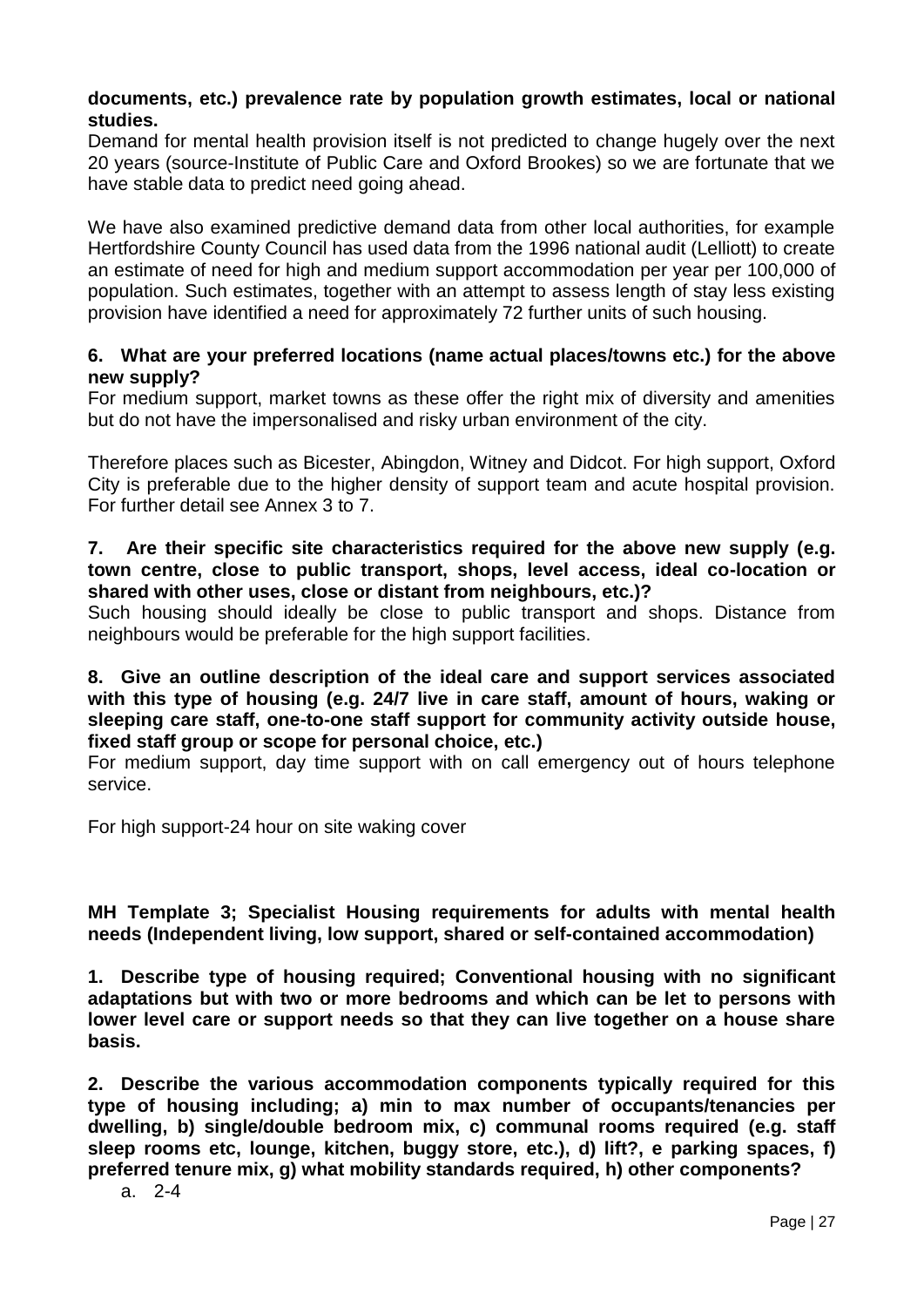**documents, etc.) prevalence rate by population growth estimates, local or national studies.**

Demand for mental health provision itself is not predicted to change hugely over the next 20 years (source-Institute of Public Care and Oxford Brookes) so we are fortunate that we have stable data to predict need going ahead.

We have also examined predictive demand data from other local authorities, for example Hertfordshire County Council has used data from the 1996 national audit (Lelliott) to create an estimate of need for high and medium support accommodation per year per 100,000 of population. Such estimates, together with an attempt to assess length of stay less existing provision have identified a need for approximately 72 further units of such housing.

**6. What are your preferred locations (name actual places/towns etc.) for the above new supply?**

For medium support, market towns as these offer the right mix of diversity and amenities but do not have the impersonalised and risky urban environment of the city.

Therefore places such as Bicester, Abingdon, Witney and Didcot. For high support, Oxford City is preferable due to the higher density of support team and acute hospital provision. For further detail see Annex 3 to 7.

**7. Are their specific site characteristics required for the above new supply (e.g. town centre, close to public transport, shops, level access, ideal co-location or shared with other uses, close or distant from neighbours, etc.)?**

Such housing should ideally be close to public transport and shops. Distance from neighbours would be preferable for the high support facilities.

**8. Give an outline description of the ideal care and support services associated with this type of housing (e.g. 24/7 live in care staff, amount of hours, waking or sleeping care staff, one-to-one staff support for community activity outside house, fixed staff group or scope for personal choice, etc.)**

For medium support, day time support with on call emergency out of hours telephone service.

For high support-24 hour on site waking cover

**MH Template 3; Specialist Housing requirements for adults with mental health needs (Independent living, low support, shared or self-contained accommodation)**

**1. Describe type of housing required; Conventional housing with no significant adaptations but with two or more bedrooms and which can be let to persons with lower level care or support needs so that they can live together on a house share basis.**

**2. Describe the various accommodation components typically required for this type of housing including; a) min to max number of occupants/tenancies per dwelling, b) single/double bedroom mix, c) communal rooms required (e.g. staff sleep rooms etc, lounge, kitchen, buggy store, etc.), d) lift?, e parking spaces, f) preferred tenure mix, g) what mobility standards required, h) other components?**

a. 2-4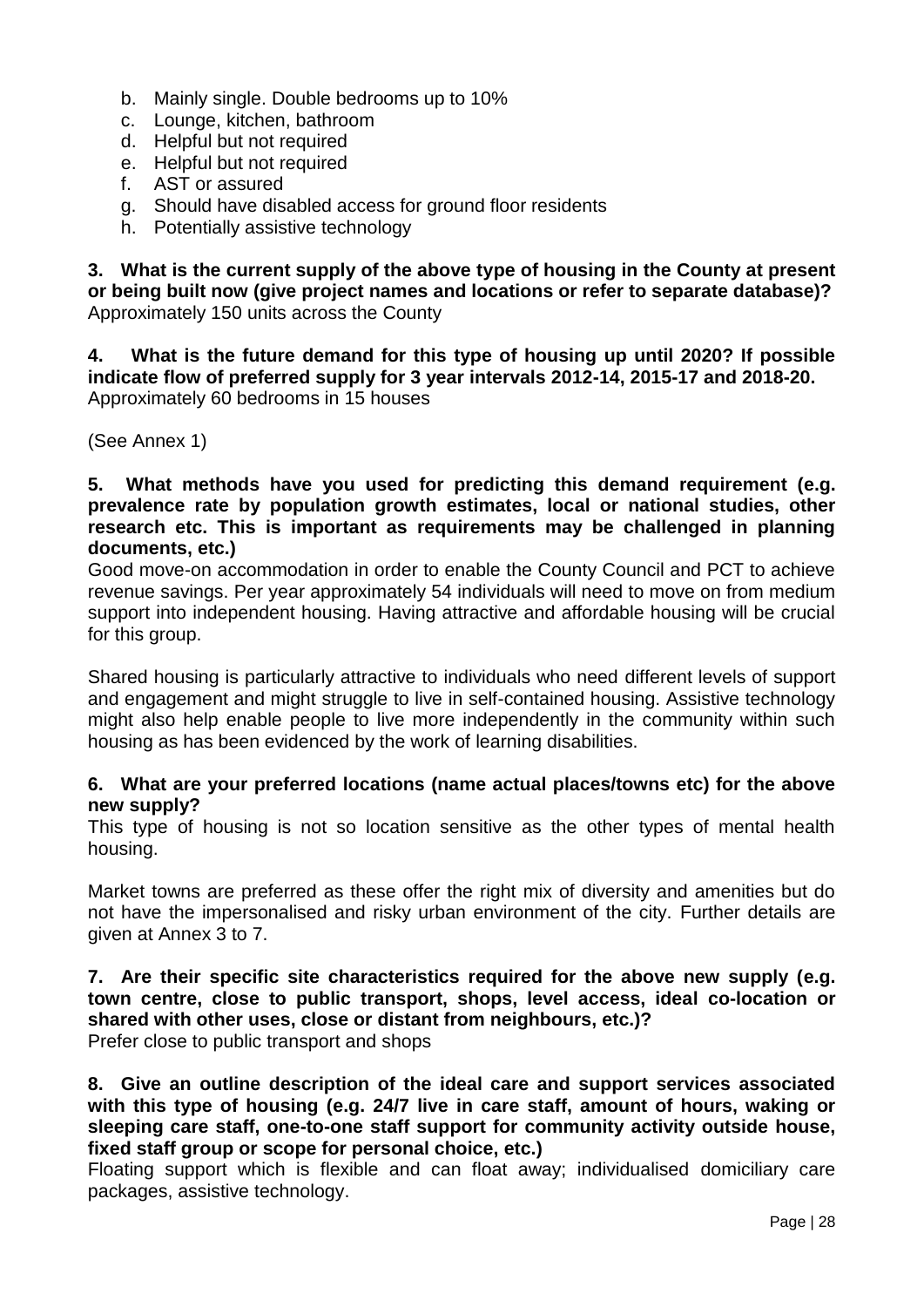b. Mainly single. Double bedrooms up to 10%
c. Lounge, kitchen, bathroom
d. Helpful but not required
e. Helpful but not required
f. AST or assured
g. Should have disabled access for ground floor residents
h. Potentially assistive technology

**3. What is the current supply of the above type of housing in the County at present or being built now (give project names and locations or refer to separate database)?**
Approximately 150 units across the County

**4. What is the future demand for this type of housing up until 2020? If possible indicate flow of preferred supply for 3 year intervals 2012-14, 2015-17 and 2018-20.**
Approximately 60 bedrooms in 15 houses

(See Annex 1)

**5. What methods have you used for predicting this demand requirement (e.g. prevalence rate by population growth estimates, local or national studies, other research etc. This is important as requirements may be challenged in planning documents, etc.)**
Good move-on accommodation in order to enable the County Council and PCT to achieve revenue savings. Per year approximately 54 individuals will need to move on from medium support into independent housing. Having attractive and affordable housing will be crucial for this group.

Shared housing is particularly attractive to individuals who need different levels of support and engagement and might struggle to live in self-contained housing. Assistive technology might also help enable people to live more independently in the community within such housing as has been evidenced by the work of learning disabilities.

**6. What are your preferred locations (name actual places/towns etc) for the above new supply?**
This type of housing is not so location sensitive as the other types of mental health housing.

Market towns are preferred as these offer the right mix of diversity and amenities but do not have the impersonalised and risky urban environment of the city. Further details are given at Annex 3 to 7.

**7. Are their specific site characteristics required for the above new supply (e.g. town centre, close to public transport, shops, level access, ideal co-location or shared with other uses, close or distant from neighbours, etc.)?**
Prefer close to public transport and shops

**8. Give an outline description of the ideal care and support services associated with this type of housing (e.g. 24/7 live in care staff, amount of hours, waking or sleeping care staff, one-to-one staff support for community activity outside house, fixed staff group or scope for personal choice, etc.)**
Floating support which is flexible and can float away; individualised domiciliary care packages, assistive technology.